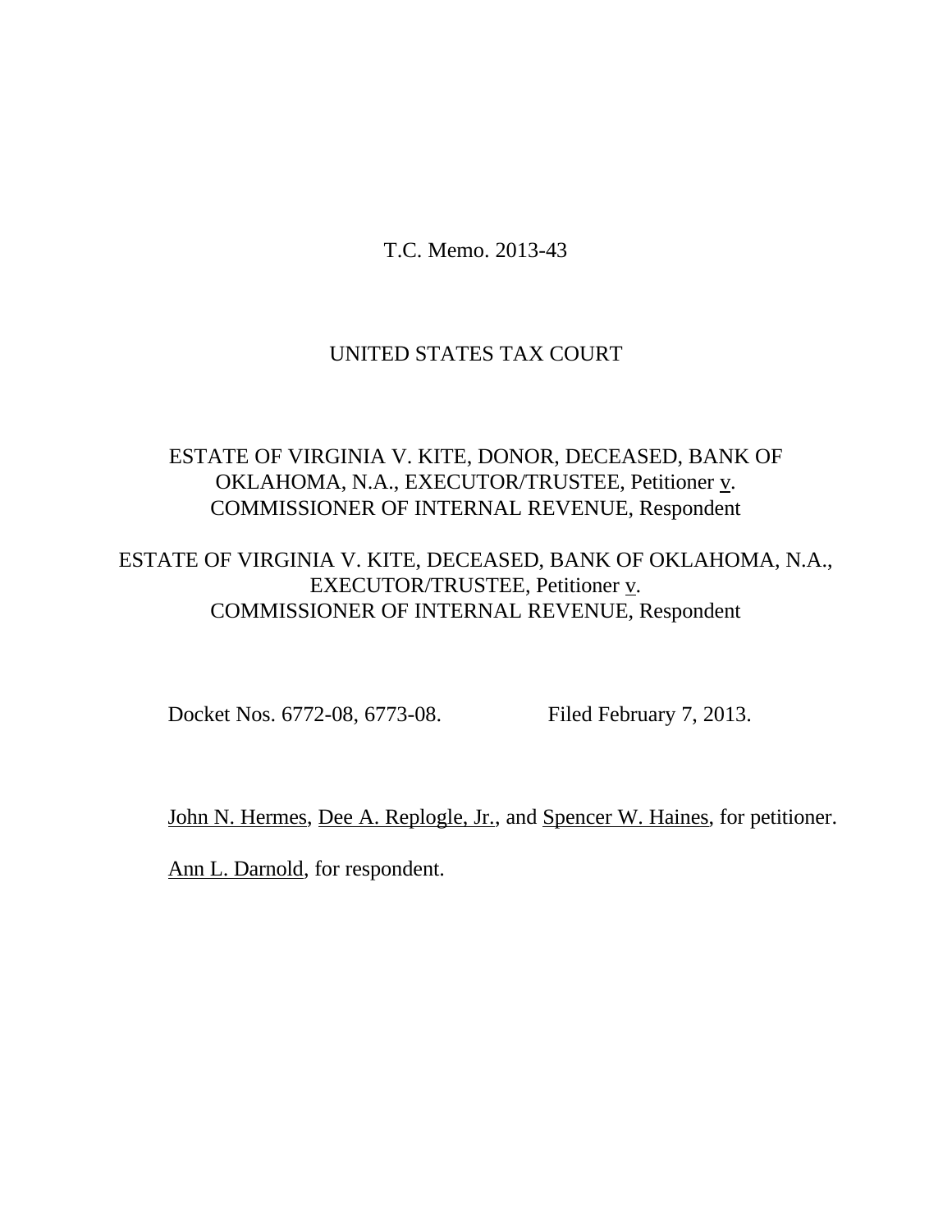T.C. Memo. 2013-43

UNITED STATES TAX COURT

ESTATE OF VIRGINIA V. KITE, DONOR, DECEASED, BANK OF OKLAHOMA, N.A., EXECUTOR/TRUSTEE, Petitioner v. COMMISSIONER OF INTERNAL REVENUE, Respondent

ESTATE OF VIRGINIA V. KITE, DECEASED, BANK OF OKLAHOMA, N.A., EXECUTOR/TRUSTEE, Petitioner v. COMMISSIONER OF INTERNAL REVENUE, Respondent

Docket Nos. 6772-08, 6773-08. Filed February 7, 2013.

John N. Hermes, Dee A. Replogle, Jr., and Spencer W. Haines, for petitioner.

Ann L. Darnold, for respondent.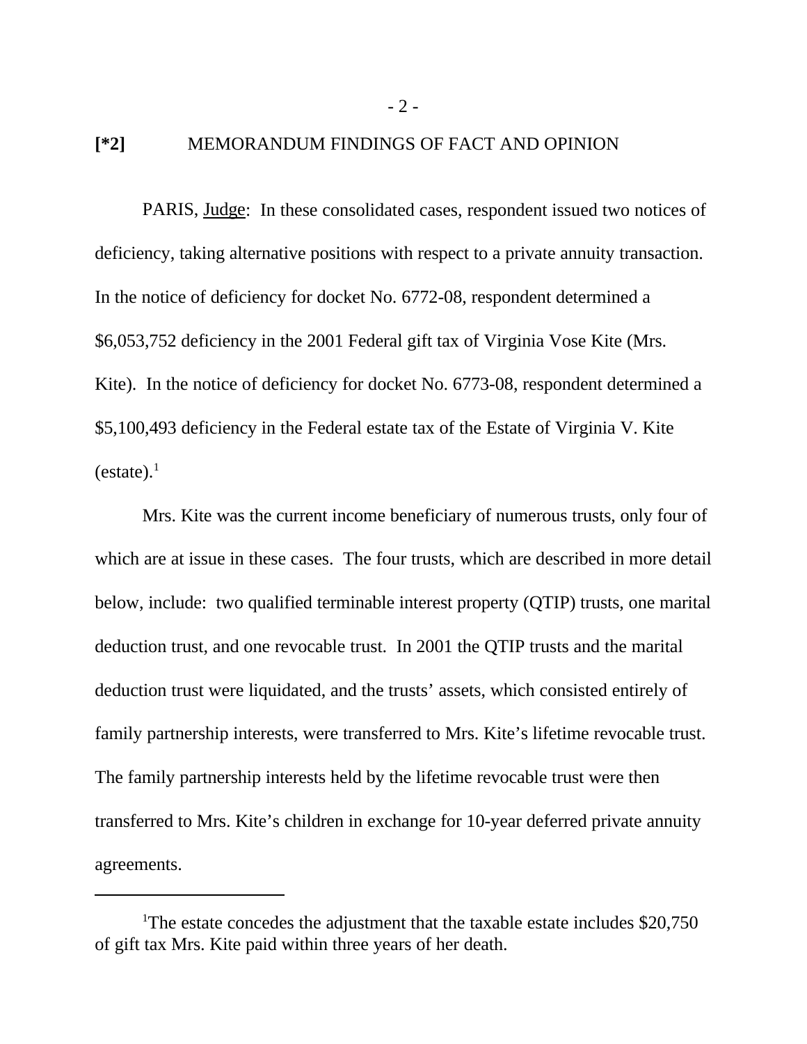**[*2]** MEMORANDUM FINDINGS OF FACT AND OPINION

PARIS, Judge: In these consolidated cases, respondent issued two notices of deficiency, taking alternative positions with respect to a private annuity transaction. In the notice of deficiency for docket No. 6772-08, respondent determined a $6,053,752 deficiency in the 2001 Federal gift tax of Virginia Vose Kite (Mrs. Kite). In the notice of deficiency for docket No. 6773-08, respondent determined a $5,100,493 deficiency in the Federal estate tax of the Estate of Virginia V. Kite (estate).[1]

Mrs. Kite was the current income beneficiary of numerous trusts, only four of which are at issue in these cases. The four trusts, which are described in more detail below, include: two qualified terminable interest property (QTIP) trusts, one marital deduction trust, and one revocable trust. In 2001 the QTIP trusts and the marital deduction trust were liquidated, and the trusts' assets, which consisted entirely of family partnership interests, were transferred to Mrs. Kite's lifetime revocable trust. The family partnership interests held by the lifetime revocable trust were then transferred to Mrs. Kite's children in exchange for 10-year deferred private annuity agreements.

---

[1]The estate concedes the adjustment that the taxable estate includes $20,750 of gift tax Mrs. Kite paid within three years of her death.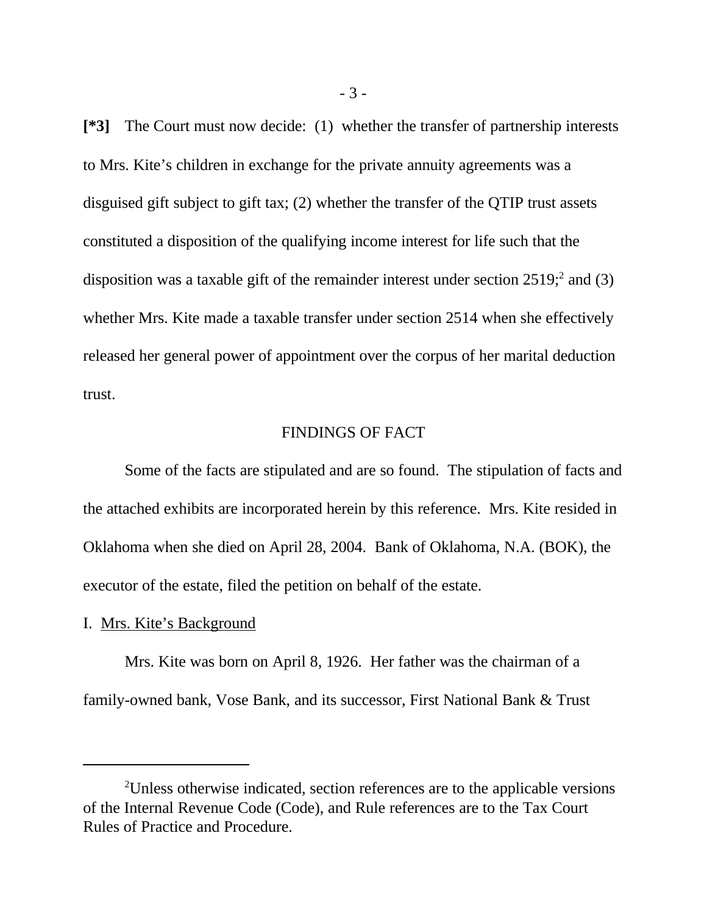**[*3]** The Court must now decide: (1) whether the transfer of partnership interests to Mrs. Kite's children in exchange for the private annuity agreements was a disguised gift subject to gift tax; (2) whether the transfer of the QTIP trust assets constituted a disposition of the qualifying income interest for life such that the disposition was a taxable gift of the remainder interest under section 2519;[2] and (3) whether Mrs. Kite made a taxable transfer under section 2514 when she effectively released her general power of appointment over the corpus of her marital deduction trust.

## FINDINGS OF FACT

Some of the facts are stipulated and are so found. The stipulation of facts and the attached exhibits are incorporated herein by this reference. Mrs. Kite resided in Oklahoma when she died on April 28, 2004. Bank of Oklahoma, N.A. (BOK), the executor of the estate, filed the petition on behalf of the estate.

### I. Mrs. Kite's Background

Mrs. Kite was born on April 8, 1926. Her father was the chairman of a family-owned bank, Vose Bank, and its successor, First National Bank & Trust

---

[2] Unless otherwise indicated, section references are to the applicable versions of the Internal Revenue Code (Code), and Rule references are to the Tax Court Rules of Practice and Procedure.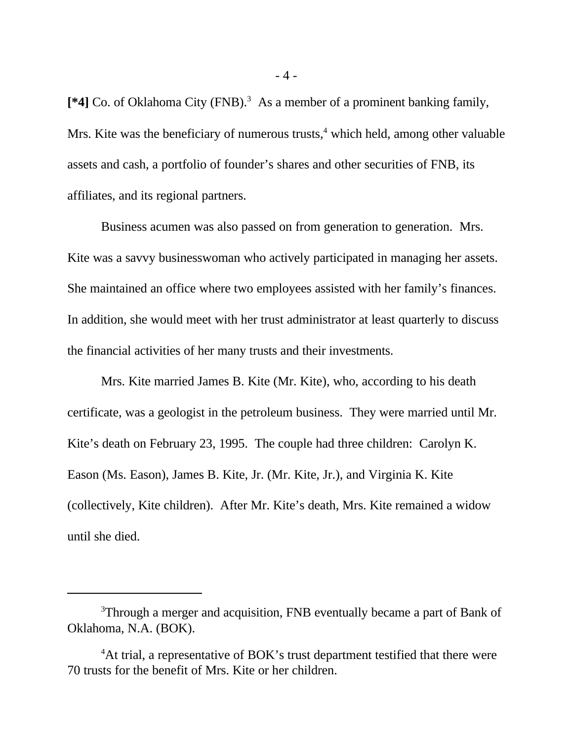**[*4]** Co. of Oklahoma City (FNB).[3] As a member of a prominent banking family, Mrs. Kite was the beneficiary of numerous trusts,[4] which held, among other valuable assets and cash, a portfolio of founder's shares and other securities of FNB, its affiliates, and its regional partners.

Business acumen was also passed on from generation to generation. Mrs. Kite was a savvy businesswoman who actively participated in managing her assets. She maintained an office where two employees assisted with her family's finances. In addition, she would meet with her trust administrator at least quarterly to discuss the financial activities of her many trusts and their investments.

Mrs. Kite married James B. Kite (Mr. Kite), who, according to his death certificate, was a geologist in the petroleum business. They were married until Mr. Kite's death on February 23, 1995. The couple had three children: Carolyn K. Eason (Ms. Eason), James B. Kite, Jr. (Mr. Kite, Jr.), and Virginia K. Kite (collectively, Kite children). After Mr. Kite's death, Mrs. Kite remained a widow until she died.

---

[3]Through a merger and acquisition, FNB eventually became a part of Bank of Oklahoma, N.A. (BOK).

[4]At trial, a representative of BOK's trust department testified that there were 70 trusts for the benefit of Mrs. Kite or her children.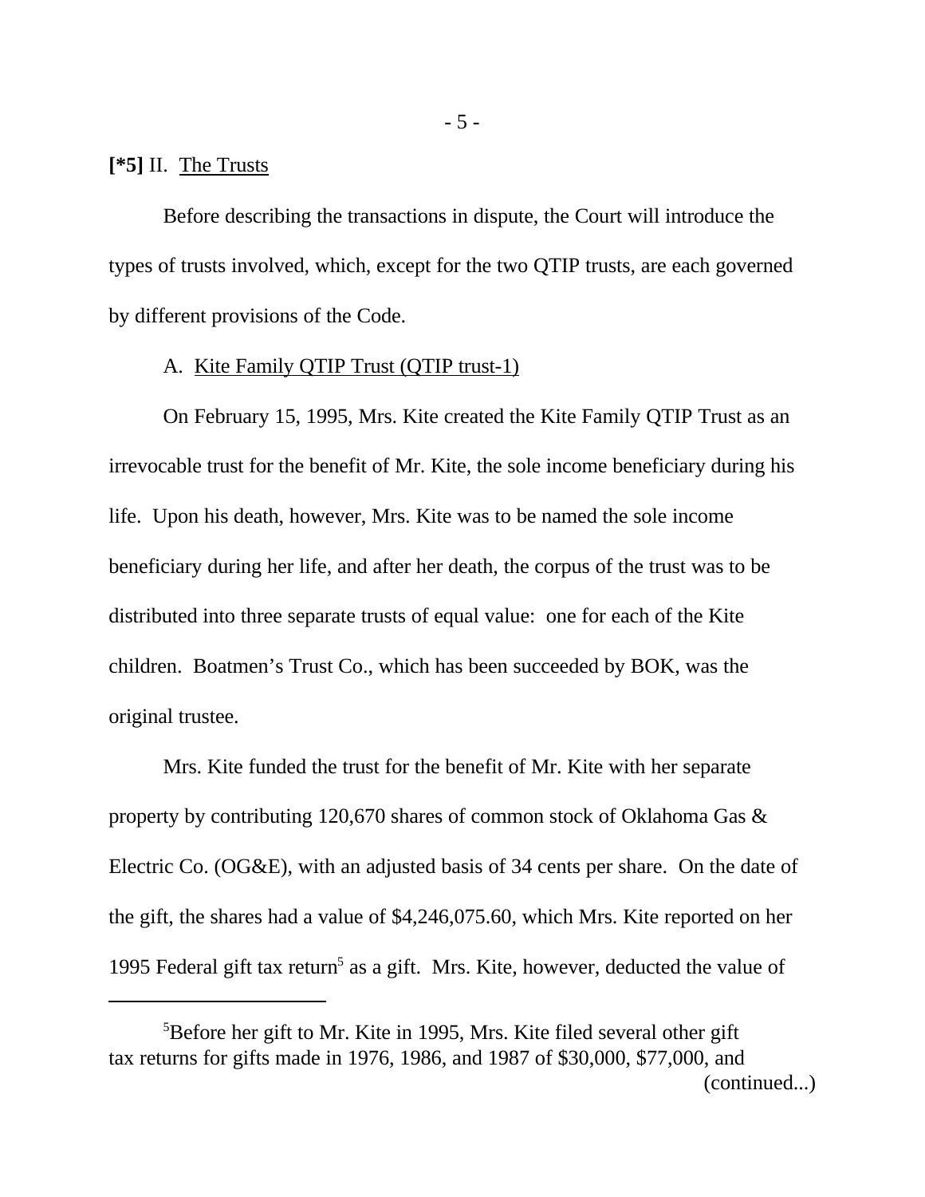**[*5]** II. The Trusts

Before describing the transactions in dispute, the Court will introduce the types of trusts involved, which, except for the two QTIP trusts, are each governed by different provisions of the Code.

A. Kite Family QTIP Trust (QTIP trust-1)

On February 15, 1995, Mrs. Kite created the Kite Family QTIP Trust as an irrevocable trust for the benefit of Mr. Kite, the sole income beneficiary during his life. Upon his death, however, Mrs. Kite was to be named the sole income beneficiary during her life, and after her death, the corpus of the trust was to be distributed into three separate trusts of equal value: one for each of the Kite children. Boatmen's Trust Co., which has been succeeded by BOK, was the original trustee.

Mrs. Kite funded the trust for the benefit of Mr. Kite with her separate property by contributing 120,670 shares of common stock of Oklahoma Gas & Electric Co. (OG&E), with an adjusted basis of 34 cents per share. On the date of the gift, the shares had a value of $4,246,075.60, which Mrs. Kite reported on her 1995 Federal gift tax return[5] as a gift. Mrs. Kite, however, deducted the value of

---

[5]Before her gift to Mr. Kite in 1995, Mrs. Kite filed several other gift tax returns for gifts made in 1976, 1986, and 1987 of $30,000, $77,000, and (continued...)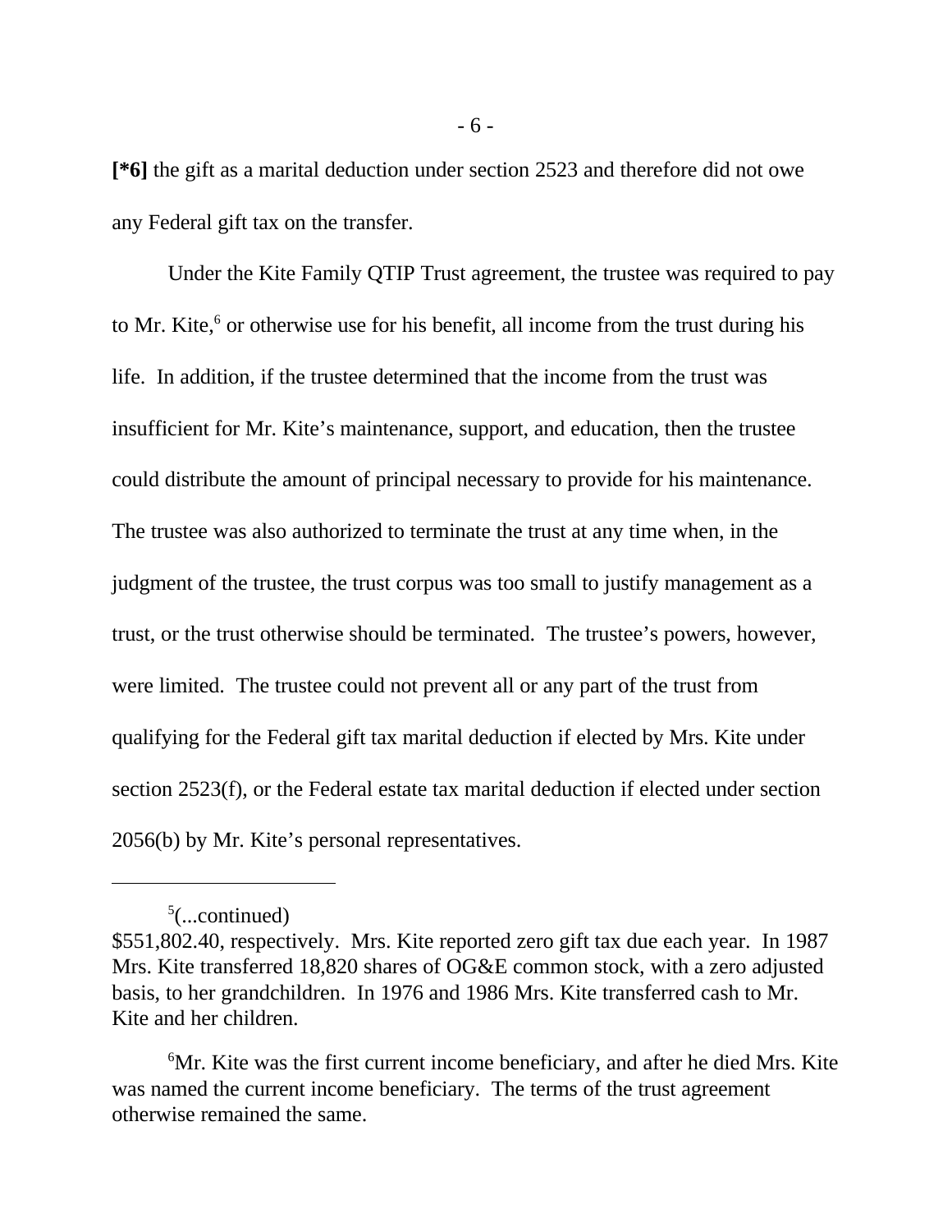[*6] the gift as a marital deduction under section 2523 and therefore did not owe any Federal gift tax on the transfer.

Under the Kite Family QTIP Trust agreement, the trustee was required to pay to Mr. Kite,[6] or otherwise use for his benefit, all income from the trust during his life. In addition, if the trustee determined that the income from the trust was insufficient for Mr. Kite's maintenance, support, and education, then the trustee could distribute the amount of principal necessary to provide for his maintenance. The trustee was also authorized to terminate the trust at any time when, in the judgment of the trustee, the trust corpus was too small to justify management as a trust, or the trust otherwise should be terminated. The trustee's powers, however, were limited. The trustee could not prevent all or any part of the trust from qualifying for the Federal gift tax marital deduction if elected by Mrs. Kite under section 2523(f), or the Federal estate tax marital deduction if elected under section 2056(b) by Mr. Kite's personal representatives.

---

[5](...continued) $551,802.40, respectively. Mrs. Kite reported zero gift tax due each year. In 1987 Mrs. Kite transferred 18,820 shares of OG&E common stock, with a zero adjusted basis, to her grandchildren. In 1976 and 1986 Mrs. Kite transferred cash to Mr. Kite and her children.

[6]Mr. Kite was the first current income beneficiary, and after he died Mrs. Kite was named the current income beneficiary. The terms of the trust agreement otherwise remained the same.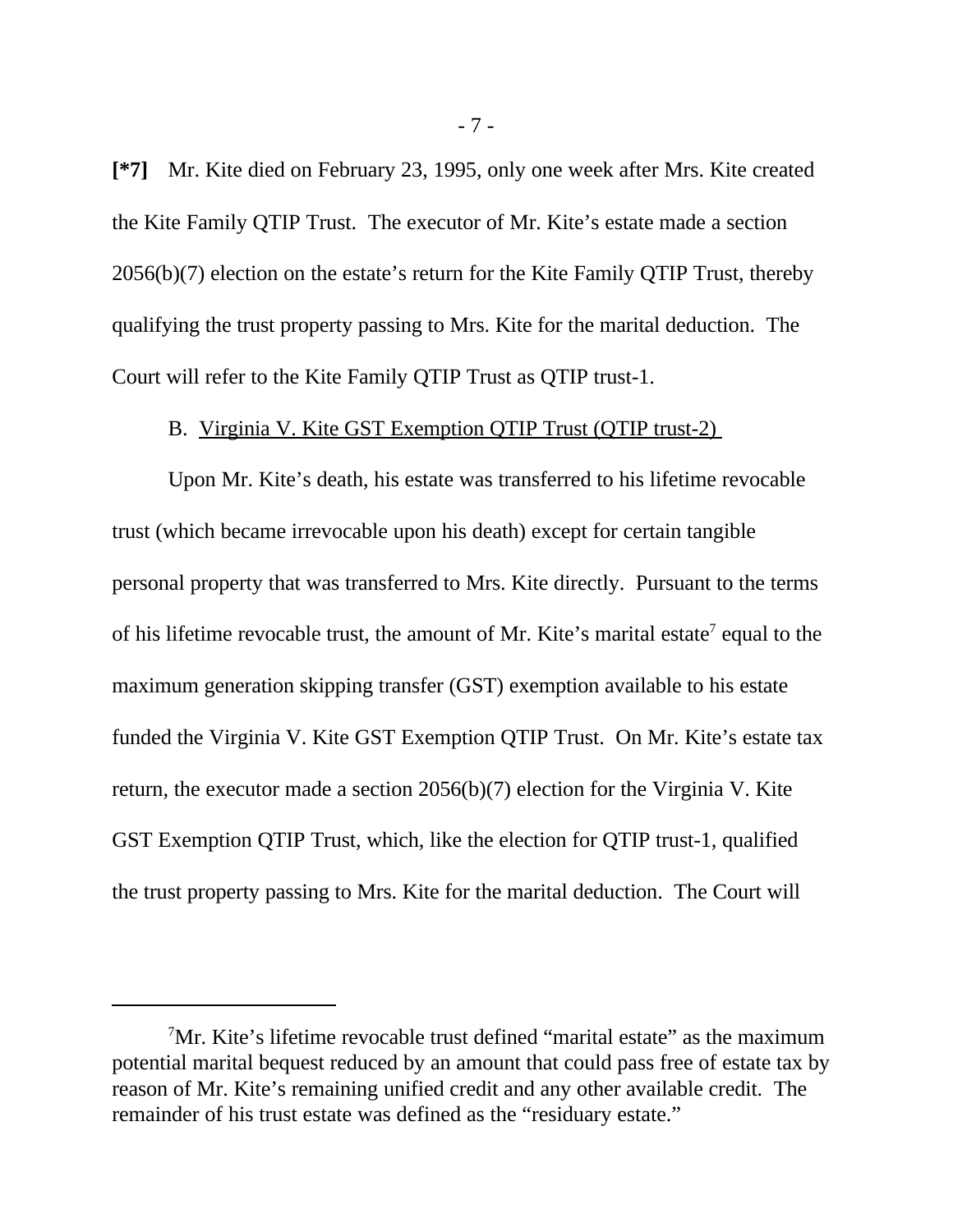**[*7]** Mr. Kite died on February 23, 1995, only one week after Mrs. Kite created the Kite Family QTIP Trust. The executor of Mr. Kite's estate made a section 2056(b)(7) election on the estate's return for the Kite Family QTIP Trust, thereby qualifying the trust property passing to Mrs. Kite for the marital deduction. The Court will refer to the Kite Family QTIP Trust as QTIP trust-1.

B. Virginia V. Kite GST Exemption QTIP Trust (QTIP trust-2)

Upon Mr. Kite's death, his estate was transferred to his lifetime revocable trust (which became irrevocable upon his death) except for certain tangible personal property that was transferred to Mrs. Kite directly. Pursuant to the terms of his lifetime revocable trust, the amount of Mr. Kite's marital estate[7] equal to the maximum generation skipping transfer (GST) exemption available to his estate funded the Virginia V. Kite GST Exemption QTIP Trust. On Mr. Kite's estate tax return, the executor made a section 2056(b)(7) election for the Virginia V. Kite GST Exemption QTIP Trust, which, like the election for QTIP trust-1, qualified the trust property passing to Mrs. Kite for the marital deduction. The Court will

---

[7]Mr. Kite's lifetime revocable trust defined "marital estate" as the maximum potential marital bequest reduced by an amount that could pass free of estate tax by reason of Mr. Kite's remaining unified credit and any other available credit. The remainder of his trust estate was defined as the "residuary estate."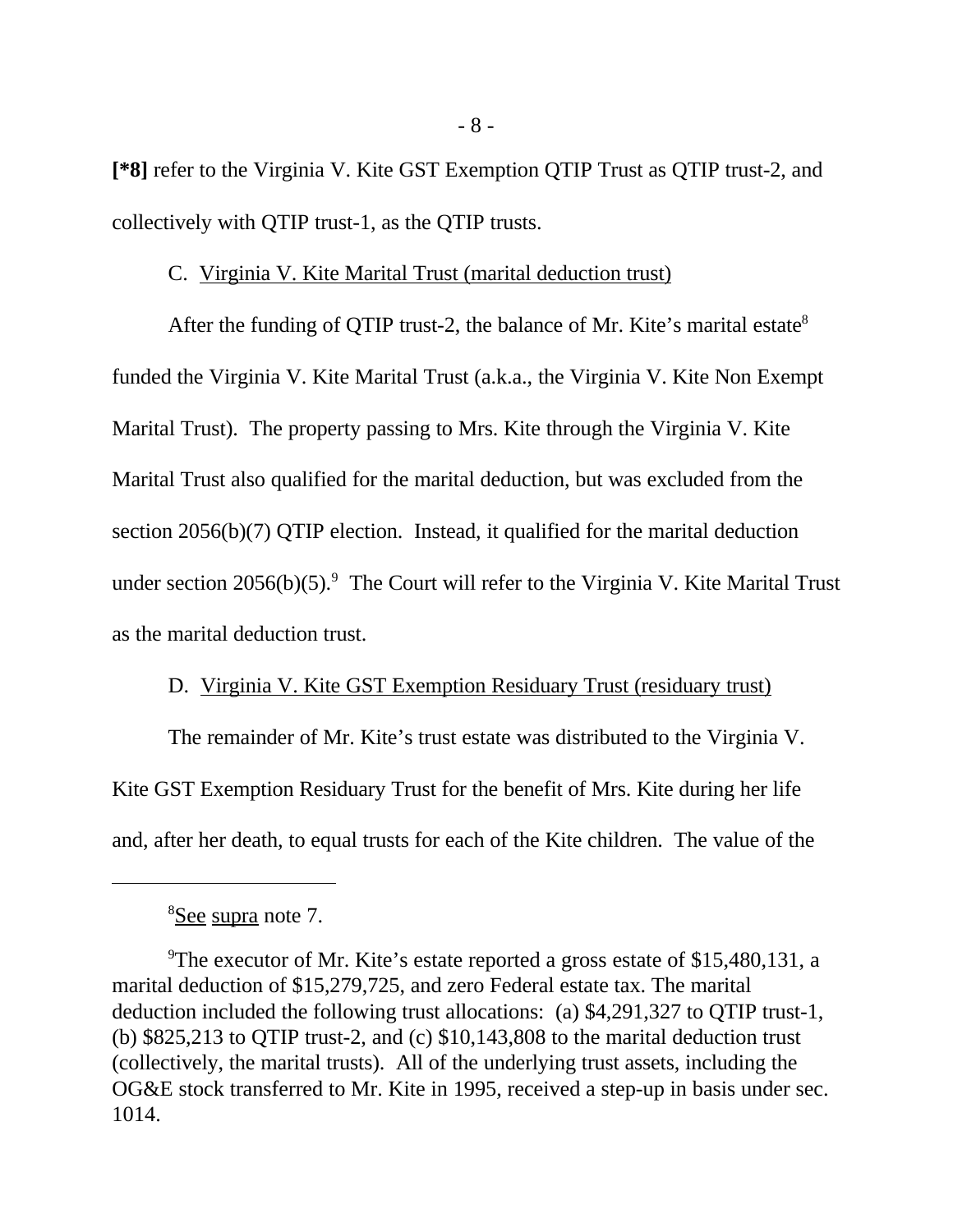[*8] refer to the Virginia V. Kite GST Exemption QTIP Trust as QTIP trust-2, and collectively with QTIP trust-1, as the QTIP trusts.

C. Virginia V. Kite Marital Trust (marital deduction trust)

After the funding of QTIP trust-2, the balance of Mr. Kite's marital estate[8] funded the Virginia V. Kite Marital Trust (a.k.a., the Virginia V. Kite Non Exempt Marital Trust). The property passing to Mrs. Kite through the Virginia V. Kite Marital Trust also qualified for the marital deduction, but was excluded from the section 2056(b)(7) QTIP election. Instead, it qualified for the marital deduction under section 2056(b)(5).[9] The Court will refer to the Virginia V. Kite Marital Trust as the marital deduction trust.

D. Virginia V. Kite GST Exemption Residuary Trust (residuary trust)

The remainder of Mr. Kite's trust estate was distributed to the Virginia V. Kite GST Exemption Residuary Trust for the benefit of Mrs. Kite during her life and, after her death, to equal trusts for each of the Kite children. The value of the

---

[8] See supra note 7.

[9] The executor of Mr. Kite's estate reported a gross estate of $15,480,131, a marital deduction of $15,279,725, and zero Federal estate tax. The marital deduction included the following trust allocations: (a) $4,291,327 to QTIP trust-1, (b) $825,213 to QTIP trust-2, and (c) $10,143,808 to the marital deduction trust (collectively, the marital trusts). All of the underlying trust assets, including the OG&E stock transferred to Mr. Kite in 1995, received a step-up in basis under sec. 1014.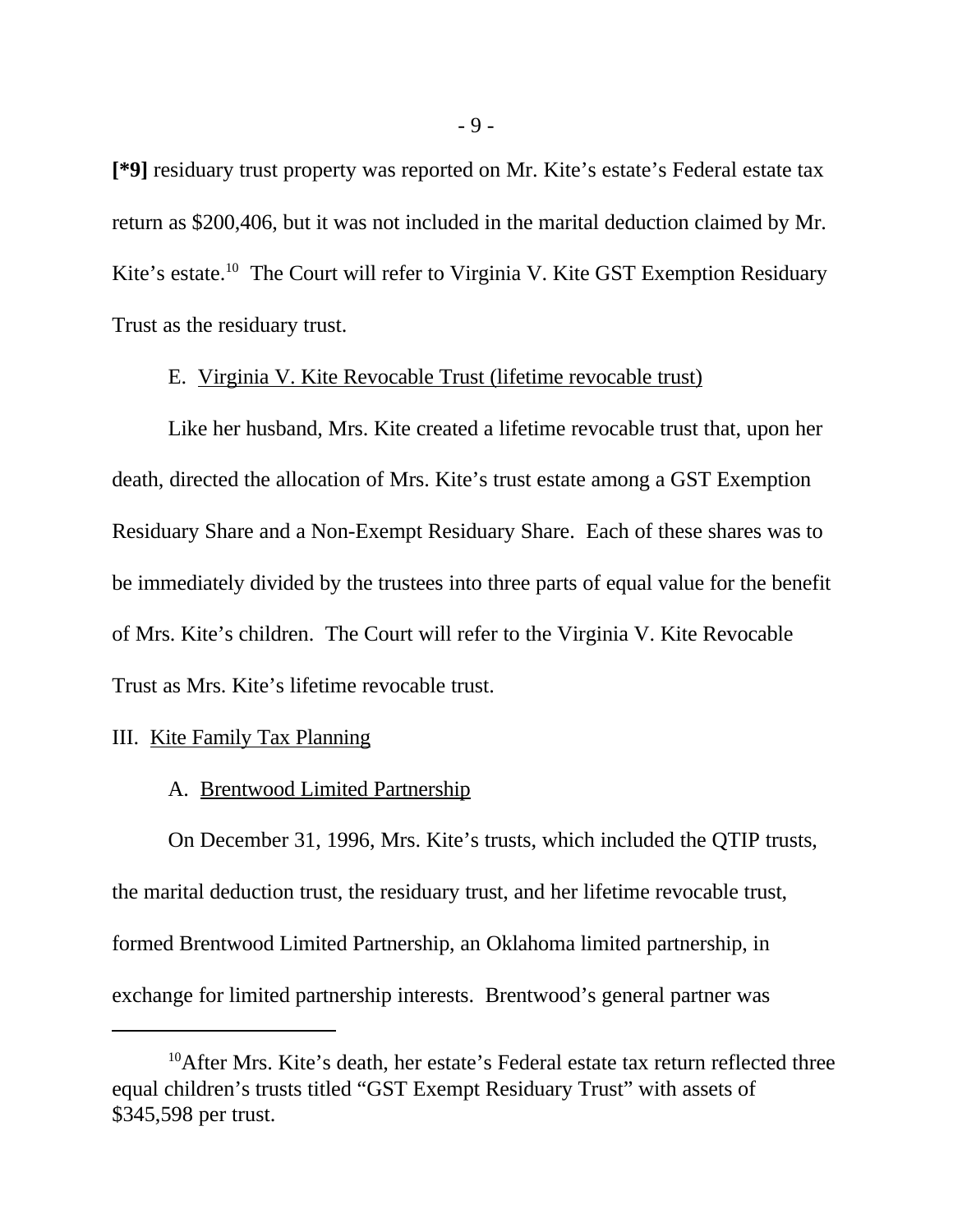**[*9]** residuary trust property was reported on Mr. Kite's estate's Federal estate tax return as $200,406, but it was not included in the marital deduction claimed by Mr. Kite's estate.[10] The Court will refer to Virginia V. Kite GST Exemption Residuary Trust as the residuary trust.

E. Virginia V. Kite Revocable Trust (lifetime revocable trust)

Like her husband, Mrs. Kite created a lifetime revocable trust that, upon her death, directed the allocation of Mrs. Kite's trust estate among a GST Exemption Residuary Share and a Non-Exempt Residuary Share. Each of these shares was to be immediately divided by the trustees into three parts of equal value for the benefit of Mrs. Kite's children. The Court will refer to the Virginia V. Kite Revocable Trust as Mrs. Kite's lifetime revocable trust.

III. Kite Family Tax Planning

A. Brentwood Limited Partnership

On December 31, 1996, Mrs. Kite's trusts, which included the QTIP trusts, the marital deduction trust, the residuary trust, and her lifetime revocable trust, formed Brentwood Limited Partnership, an Oklahoma limited partnership, in exchange for limited partnership interests. Brentwood's general partner was

[10] After Mrs. Kite's death, her estate's Federal estate tax return reflected three equal children's trusts titled "GST Exempt Residuary Trust" with assets of $345,598 per trust.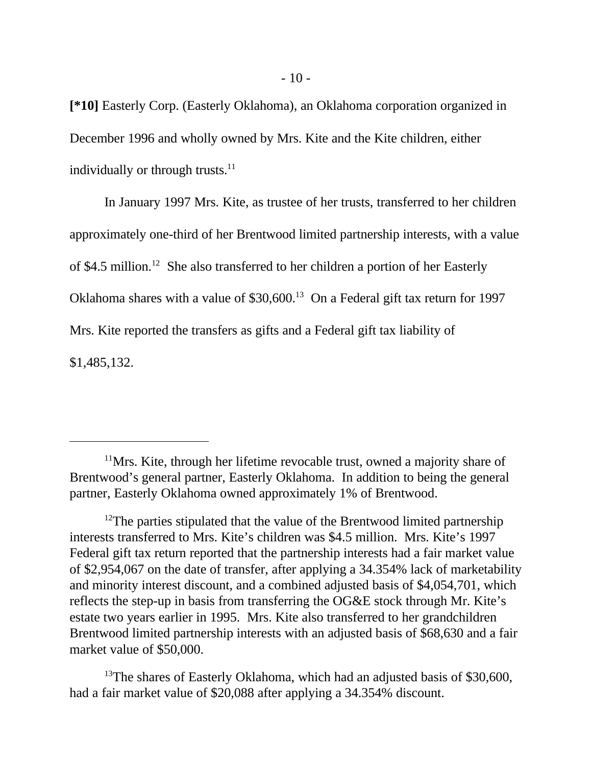[*10] Easterly Corp. (Easterly Oklahoma), an Oklahoma corporation organized in December 1996 and wholly owned by Mrs. Kite and the Kite children, either individually or through trusts.[11]

In January 1997 Mrs. Kite, as trustee of her trusts, transferred to her children approximately one-third of her Brentwood limited partnership interests, with a value of $4.5 million.[12] She also transferred to her children a portion of her Easterly Oklahoma shares with a value of $30,600.[13] On a Federal gift tax return for 1997 Mrs. Kite reported the transfers as gifts and a Federal gift tax liability of $1,485,132.

---

[11]Mrs. Kite, through her lifetime revocable trust, owned a majority share of Brentwood's general partner, Easterly Oklahoma. In addition to being the general partner, Easterly Oklahoma owned approximately 1% of Brentwood.

[12]The parties stipulated that the value of the Brentwood limited partnership interests transferred to Mrs. Kite's children was $4.5 million. Mrs. Kite's 1997 Federal gift tax return reported that the partnership interests had a fair market value of $2,954,067 on the date of transfer, after applying a 34.354% lack of marketability and minority interest discount, and a combined adjusted basis of $4,054,701, which reflects the step-up in basis from transferring the OG&E stock through Mr. Kite's estate two years earlier in 1995. Mrs. Kite also transferred to her grandchildren Brentwood limited partnership interests with an adjusted basis of $68,630 and a fair market value of $50,000.

[13]The shares of Easterly Oklahoma, which had an adjusted basis of $30,600, had a fair market value of $20,088 after applying a 34.354% discount.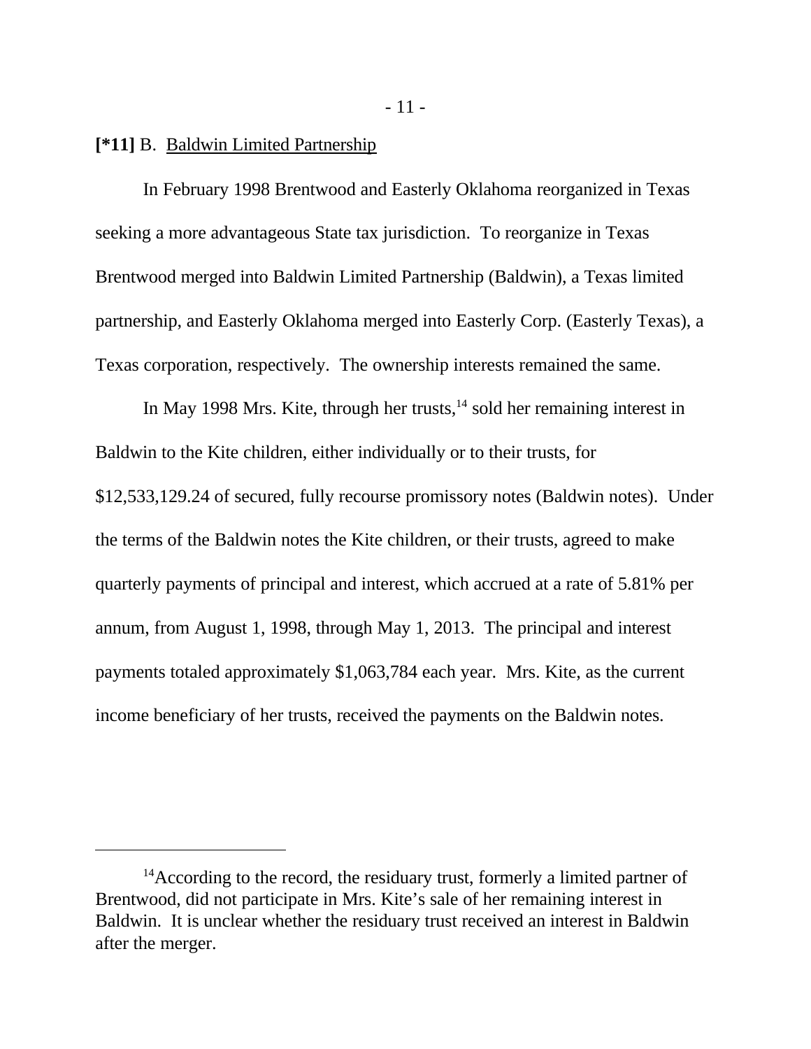**[*11]** B. Baldwin Limited Partnership

In February 1998 Brentwood and Easterly Oklahoma reorganized in Texas seeking a more advantageous State tax jurisdiction. To reorganize in Texas Brentwood merged into Baldwin Limited Partnership (Baldwin), a Texas limited partnership, and Easterly Oklahoma merged into Easterly Corp. (Easterly Texas), a Texas corporation, respectively. The ownership interests remained the same.

In May 1998 Mrs. Kite, through her trusts,[14] sold her remaining interest in Baldwin to the Kite children, either individually or to their trusts, for $12,533,129.24 of secured, fully recourse promissory notes (Baldwin notes). Under the terms of the Baldwin notes the Kite children, or their trusts, agreed to make quarterly payments of principal and interest, which accrued at a rate of 5.81% per annum, from August 1, 1998, through May 1, 2013. The principal and interest payments totaled approximately $1,063,784 each year. Mrs. Kite, as the current income beneficiary of her trusts, received the payments on the Baldwin notes.

---

[14]According to the record, the residuary trust, formerly a limited partner of Brentwood, did not participate in Mrs. Kite's sale of her remaining interest in Baldwin. It is unclear whether the residuary trust received an interest in Baldwin after the merger.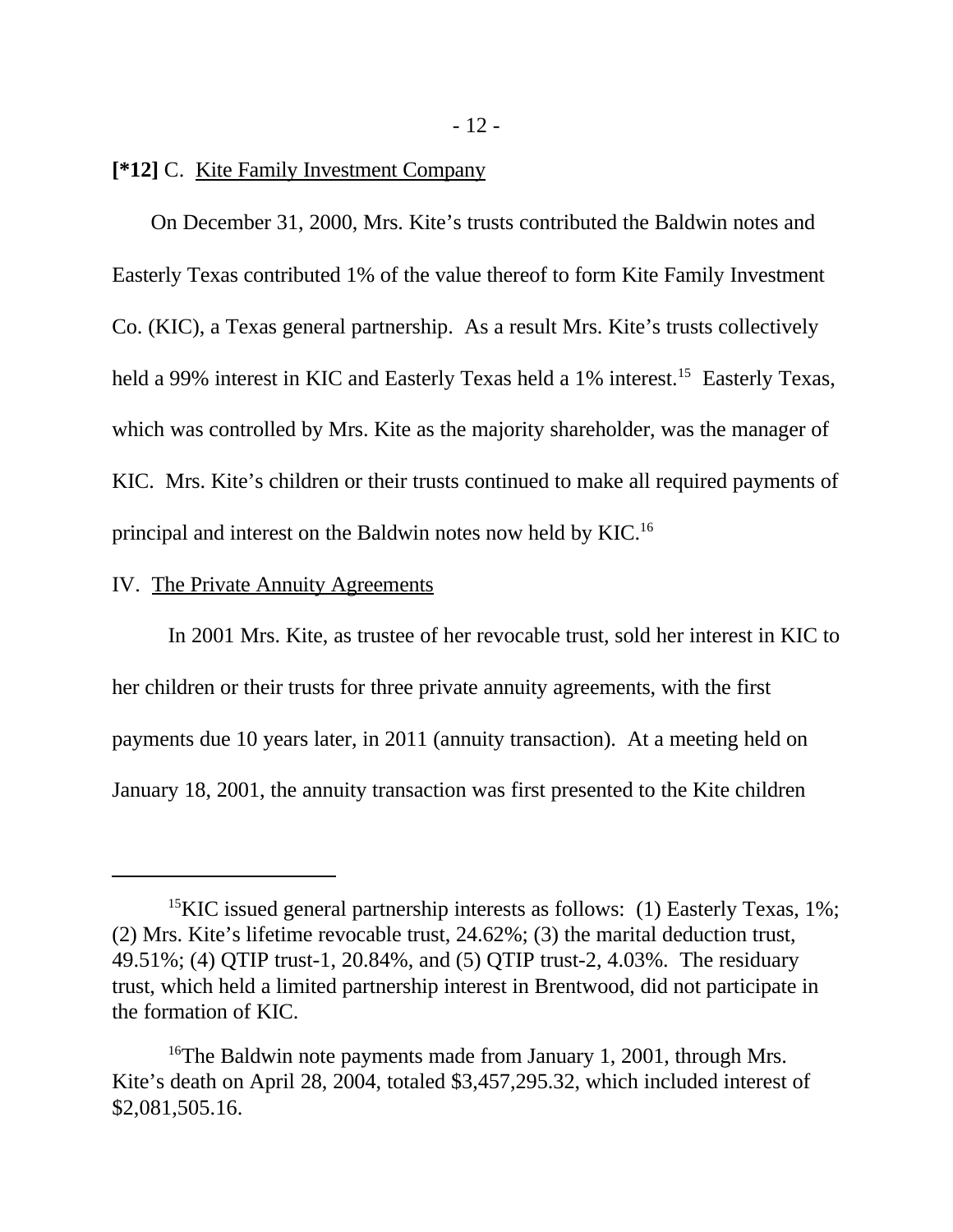**[*12]** C. Kite Family Investment Company

On December 31, 2000, Mrs. Kite's trusts contributed the Baldwin notes and Easterly Texas contributed 1% of the value thereof to form Kite Family Investment Co. (KIC), a Texas general partnership. As a result Mrs. Kite's trusts collectively held a 99% interest in KIC and Easterly Texas held a 1% interest.[15] Easterly Texas, which was controlled by Mrs. Kite as the majority shareholder, was the manager of KIC. Mrs. Kite's children or their trusts continued to make all required payments of principal and interest on the Baldwin notes now held by KIC.[16]

IV. The Private Annuity Agreements

In 2001 Mrs. Kite, as trustee of her revocable trust, sold her interest in KIC to her children or their trusts for three private annuity agreements, with the first payments due 10 years later, in 2011 (annuity transaction). At a meeting held on January 18, 2001, the annuity transaction was first presented to the Kite children

---

[15] KIC issued general partnership interests as follows: (1) Easterly Texas, 1%; (2) Mrs. Kite's lifetime revocable trust, 24.62%; (3) the marital deduction trust, 49.51%; (4) QTIP trust-1, 20.84%, and (5) QTIP trust-2, 4.03%. The residuary trust, which held a limited partnership interest in Brentwood, did not participate in the formation of KIC.

[16] The Baldwin note payments made from January 1, 2001, through Mrs. Kite's death on April 28, 2004, totaled $3,457,295.32, which included interest of $2,081,505.16.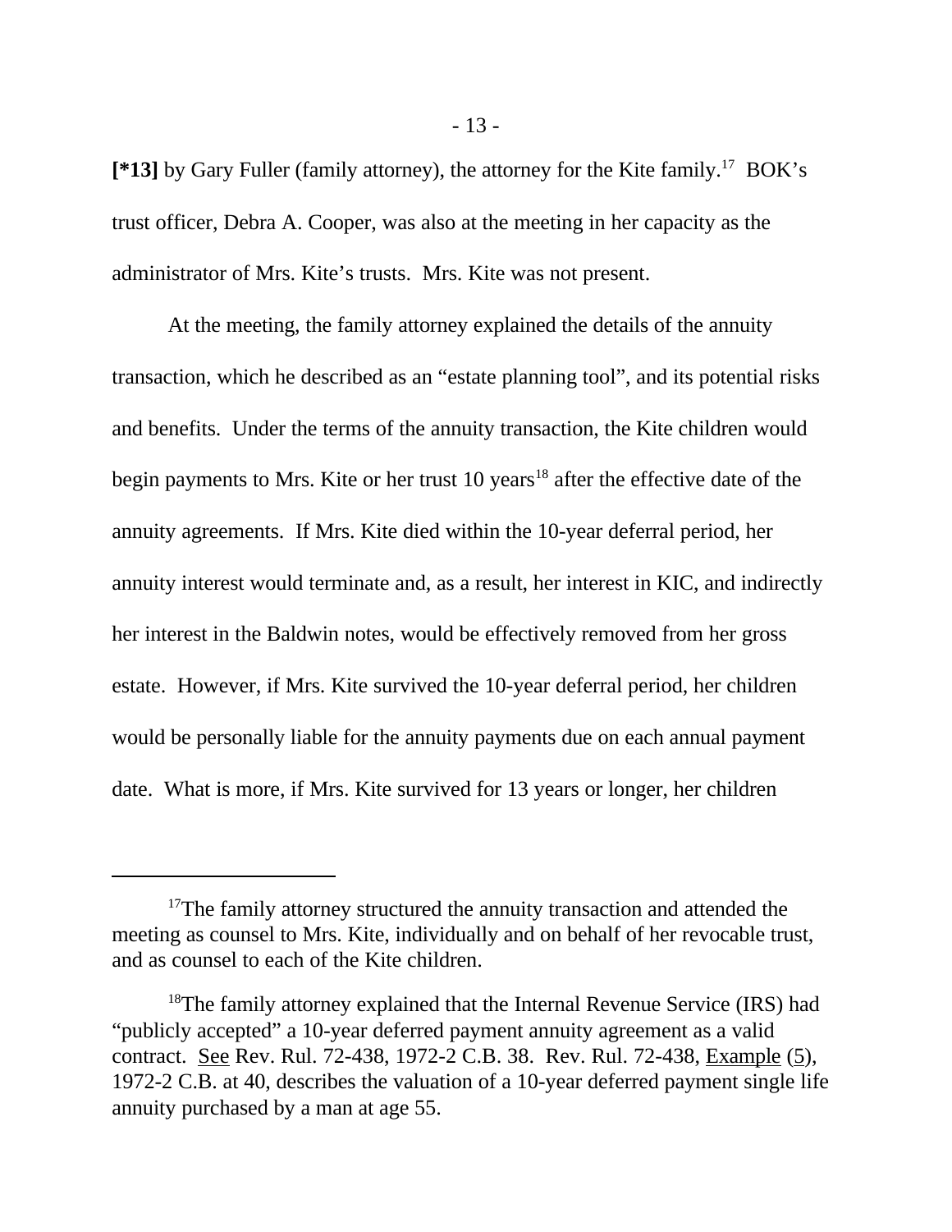**[*13]** by Gary Fuller (family attorney), the attorney for the Kite family.[17] BOK's trust officer, Debra A. Cooper, was also at the meeting in her capacity as the administrator of Mrs. Kite's trusts. Mrs. Kite was not present.

At the meeting, the family attorney explained the details of the annuity transaction, which he described as an "estate planning tool", and its potential risks and benefits. Under the terms of the annuity transaction, the Kite children would begin payments to Mrs. Kite or her trust 10 years[18] after the effective date of the annuity agreements. If Mrs. Kite died within the 10-year deferral period, her annuity interest would terminate and, as a result, her interest in KIC, and indirectly her interest in the Baldwin notes, would be effectively removed from her gross estate. However, if Mrs. Kite survived the 10-year deferral period, her children would be personally liable for the annuity payments due on each annual payment date. What is more, if Mrs. Kite survived for 13 years or longer, her children

---

[17]The family attorney structured the annuity transaction and attended the meeting as counsel to Mrs. Kite, individually and on behalf of her revocable trust, and as counsel to each of the Kite children.

[18]The family attorney explained that the Internal Revenue Service (IRS) had "publicly accepted" a 10-year deferred payment annuity agreement as a valid contract. See Rev. Rul. 72-438, 1972-2 C.B. 38. Rev. Rul. 72-438, Example (5), 1972-2 C.B. at 40, describes the valuation of a 10-year deferred payment single life annuity purchased by a man at age 55.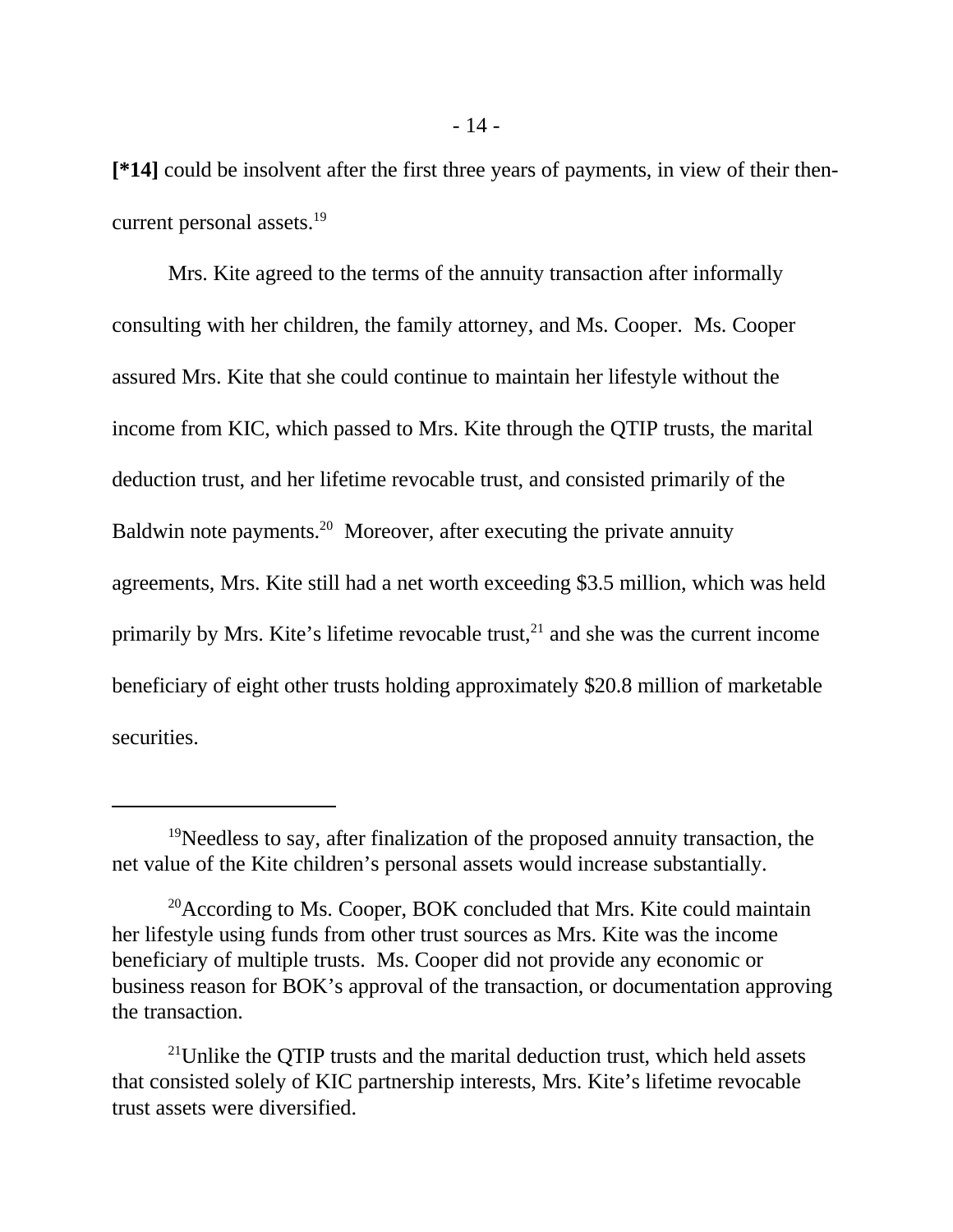**[*14]** could be insolvent after the first three years of payments, in view of their then-current personal assets.[19]

Mrs. Kite agreed to the terms of the annuity transaction after informally consulting with her children, the family attorney, and Ms. Cooper. Ms. Cooper assured Mrs. Kite that she could continue to maintain her lifestyle without the income from KIC, which passed to Mrs. Kite through the QTIP trusts, the marital deduction trust, and her lifetime revocable trust, and consisted primarily of the Baldwin note payments.[20] Moreover, after executing the private annuity agreements, Mrs. Kite still had a net worth exceeding $3.5 million, which was held primarily by Mrs. Kite's lifetime revocable trust,[21] and she was the current income beneficiary of eight other trusts holding approximately $20.8 million of marketable securities.

---

[19]Needless to say, after finalization of the proposed annuity transaction, the net value of the Kite children's personal assets would increase substantially.

[20]According to Ms. Cooper, BOK concluded that Mrs. Kite could maintain her lifestyle using funds from other trust sources as Mrs. Kite was the income beneficiary of multiple trusts. Ms. Cooper did not provide any economic or business reason for BOK's approval of the transaction, or documentation approving the transaction.

[21]Unlike the QTIP trusts and the marital deduction trust, which held assets that consisted solely of KIC partnership interests, Mrs. Kite's lifetime revocable trust assets were diversified.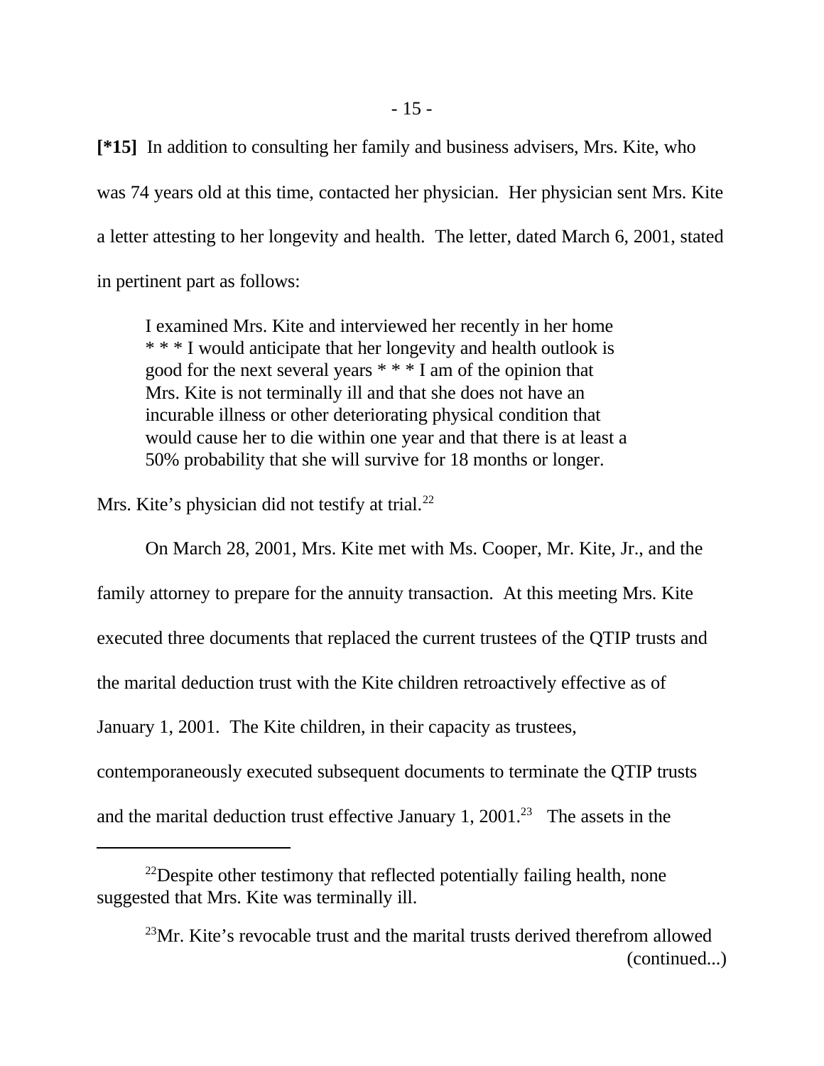**[*15]** In addition to consulting her family and business advisers, Mrs. Kite, who was 74 years old at this time, contacted her physician. Her physician sent Mrs. Kite a letter attesting to her longevity and health. The letter, dated March 6, 2001, stated in pertinent part as follows:

> I examined Mrs. Kite and interviewed her recently in her home * * * I would anticipate that her longevity and health outlook is good for the next several years * * * I am of the opinion that Mrs. Kite is not terminally ill and that she does not have an incurable illness or other deteriorating physical condition that would cause her to die within one year and that there is at least a 50% probability that she will survive for 18 months or longer.

Mrs. Kite's physician did not testify at trial.[22]

On March 28, 2001, Mrs. Kite met with Ms. Cooper, Mr. Kite, Jr., and the family attorney to prepare for the annuity transaction. At this meeting Mrs. Kite executed three documents that replaced the current trustees of the QTIP trusts and the marital deduction trust with the Kite children retroactively effective as of January 1, 2001. The Kite children, in their capacity as trustees, contemporaneously executed subsequent documents to terminate the QTIP trusts and the marital deduction trust effective January 1, 2001.[23] The assets in the

---

[22]Despite other testimony that reflected potentially failing health, none suggested that Mrs. Kite was terminally ill.

[23]Mr. Kite's revocable trust and the marital trusts derived therefrom allowed (continued...)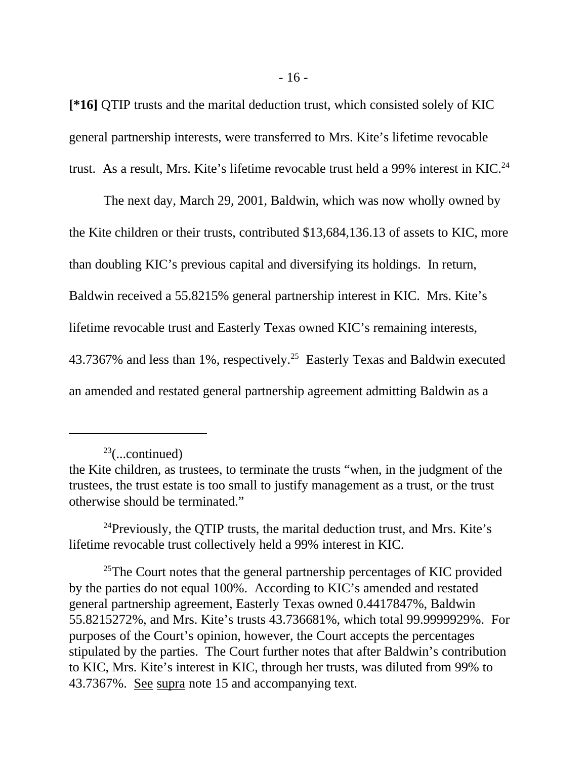**[*16]** QTIP trusts and the marital deduction trust, which consisted solely of KIC general partnership interests, were transferred to Mrs. Kite's lifetime revocable trust. As a result, Mrs. Kite's lifetime revocable trust held a 99% interest in KIC.[24]

The next day, March 29, 2001, Baldwin, which was now wholly owned by the Kite children or their trusts, contributed $13,684,136.13 of assets to KIC, more than doubling KIC's previous capital and diversifying its holdings. In return, Baldwin received a 55.8215% general partnership interest in KIC. Mrs. Kite's lifetime revocable trust and Easterly Texas owned KIC's remaining interests, 43.7367% and less than 1%, respectively.[25] Easterly Texas and Baldwin executed an amended and restated general partnership agreement admitting Baldwin as a

---

[23](...continued) the Kite children, as trustees, to terminate the trusts "when, in the judgment of the trustees, the trust estate is too small to justify management as a trust, or the trust otherwise should be terminated."

[24]Previously, the QTIP trusts, the marital deduction trust, and Mrs. Kite's lifetime revocable trust collectively held a 99% interest in KIC.

[25]The Court notes that the general partnership percentages of KIC provided by the parties do not equal 100%. According to KIC's amended and restated general partnership agreement, Easterly Texas owned 0.4417847%, Baldwin 55.8215272%, and Mrs. Kite's trusts 43.736681%, which total 99.9999929%. For purposes of the Court's opinion, however, the Court accepts the percentages stipulated by the parties. The Court further notes that after Baldwin's contribution to KIC, Mrs. Kite's interest in KIC, through her trusts, was diluted from 99% to 43.7367%. See supra note 15 and accompanying text.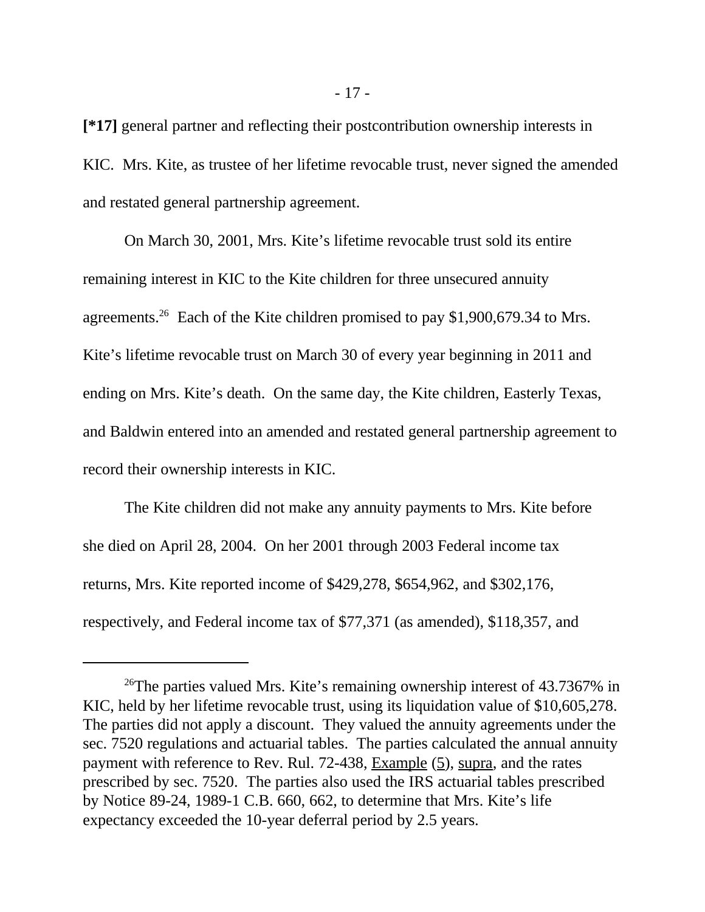**[*17]** general partner and reflecting their postcontribution ownership interests in KIC. Mrs. Kite, as trustee of her lifetime revocable trust, never signed the amended and restated general partnership agreement.

On March 30, 2001, Mrs. Kite's lifetime revocable trust sold its entire remaining interest in KIC to the Kite children for three unsecured annuity agreements.[26] Each of the Kite children promised to pay $1,900,679.34 to Mrs. Kite's lifetime revocable trust on March 30 of every year beginning in 2011 and ending on Mrs. Kite's death. On the same day, the Kite children, Easterly Texas, and Baldwin entered into an amended and restated general partnership agreement to record their ownership interests in KIC.

The Kite children did not make any annuity payments to Mrs. Kite before she died on April 28, 2004. On her 2001 through 2003 Federal income tax returns, Mrs. Kite reported income of $429,278, $654,962, and $302,176, respectively, and Federal income tax of $77,371 (as amended), $118,357, and

---

[26]The parties valued Mrs. Kite's remaining ownership interest of 43.7367% in KIC, held by her lifetime revocable trust, using its liquidation value of $10,605,278. The parties did not apply a discount. They valued the annuity agreements under the sec. 7520 regulations and actuarial tables. The parties calculated the annual annuity payment with reference to Rev. Rul. 72-438, Example (5), supra, and the rates prescribed by sec. 7520. The parties also used the IRS actuarial tables prescribed by Notice 89-24, 1989-1 C.B. 660, 662, to determine that Mrs. Kite's life expectancy exceeded the 10-year deferral period by 2.5 years.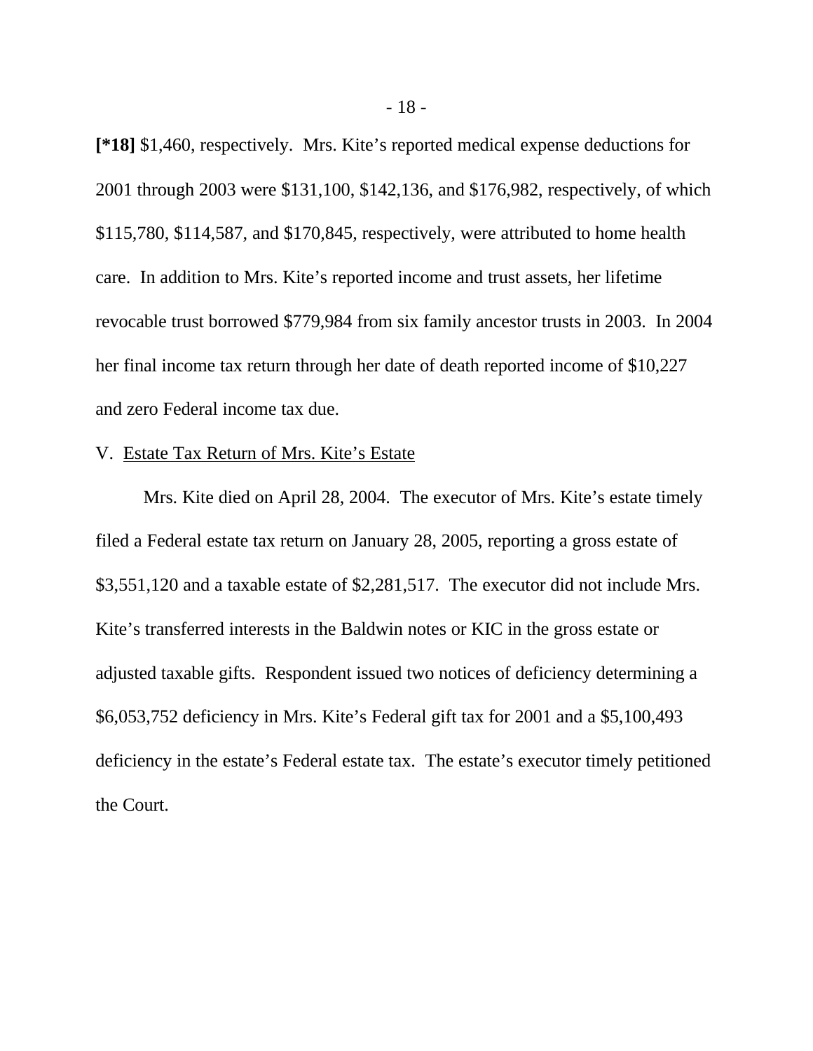**[*18]** $1,460, respectively. Mrs. Kite's reported medical expense deductions for 2001 through 2003 were $131,100, $142,136, and $176,982, respectively, of which $115,780, $114,587, and $170,845, respectively, were attributed to home health care. In addition to Mrs. Kite's reported income and trust assets, her lifetime revocable trust borrowed $779,984 from six family ancestor trusts in 2003. In 2004 her final income tax return through her date of death reported income of $10,227 and zero Federal income tax due.

V. Estate Tax Return of Mrs. Kite's Estate

Mrs. Kite died on April 28, 2004. The executor of Mrs. Kite's estate timely filed a Federal estate tax return on January 28, 2005, reporting a gross estate of $3,551,120 and a taxable estate of $2,281,517. The executor did not include Mrs. Kite's transferred interests in the Baldwin notes or KIC in the gross estate or adjusted taxable gifts. Respondent issued two notices of deficiency determining a $6,053,752 deficiency in Mrs. Kite's Federal gift tax for 2001 and a $5,100,493 deficiency in the estate's Federal estate tax. The estate's executor timely petitioned the Court.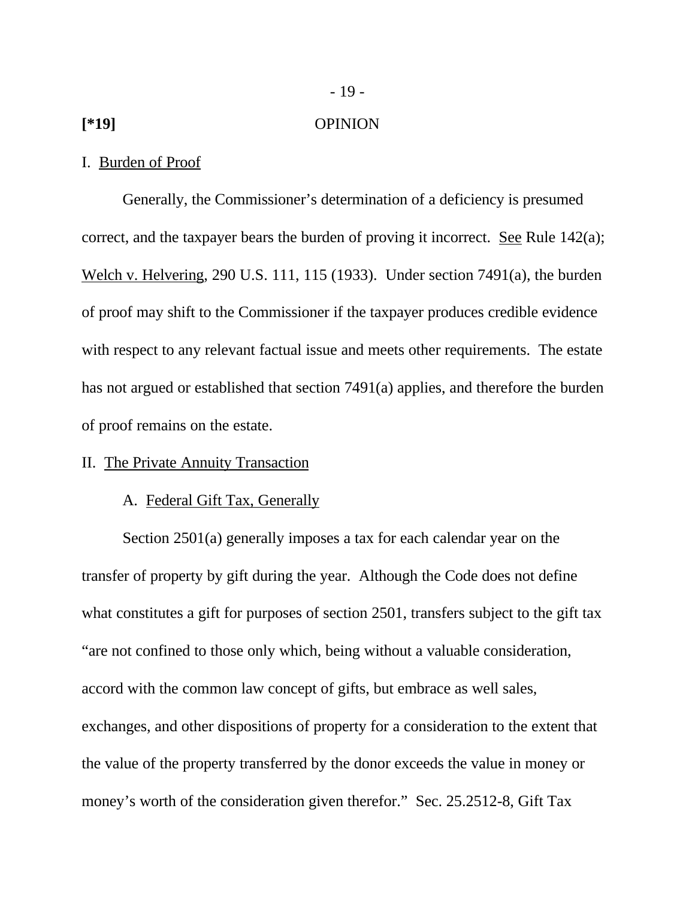[*19] OPINION

I. Burden of Proof

Generally, the Commissioner's determination of a deficiency is presumed correct, and the taxpayer bears the burden of proving it incorrect. See Rule 142(a); Welch v. Helvering, 290 U.S. 111, 115 (1933). Under section 7491(a), the burden of proof may shift to the Commissioner if the taxpayer produces credible evidence with respect to any relevant factual issue and meets other requirements. The estate has not argued or established that section 7491(a) applies, and therefore the burden of proof remains on the estate.

II. The Private Annuity Transaction

A. Federal Gift Tax, Generally

Section 2501(a) generally imposes a tax for each calendar year on the transfer of property by gift during the year. Although the Code does not define what constitutes a gift for purposes of section 2501, transfers subject to the gift tax "are not confined to those only which, being without a valuable consideration, accord with the common law concept of gifts, but embrace as well sales, exchanges, and other dispositions of property for a consideration to the extent that the value of the property transferred by the donor exceeds the value in money or money's worth of the consideration given therefor." Sec. 25.2512-8, Gift Tax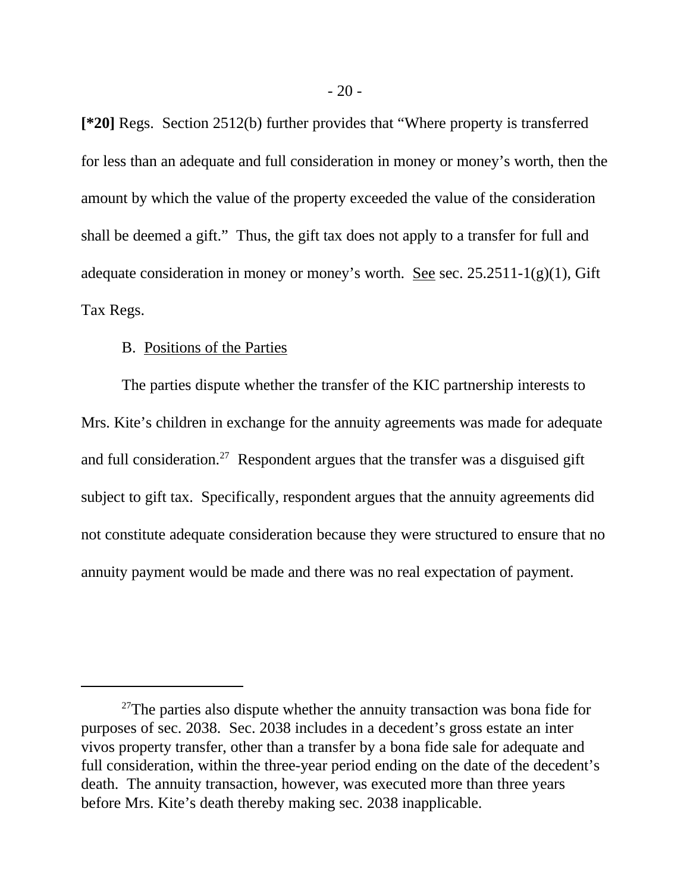**[*20]** Regs. Section 2512(b) further provides that "Where property is transferred for less than an adequate and full consideration in money or money's worth, then the amount by which the value of the property exceeded the value of the consideration shall be deemed a gift." Thus, the gift tax does not apply to a transfer for full and adequate consideration in money or money's worth. See sec. 25.2511-1(g)(1), Gift Tax Regs.

B. Positions of the Parties

The parties dispute whether the transfer of the KIC partnership interests to Mrs. Kite's children in exchange for the annuity agreements was made for adequate and full consideration.[27] Respondent argues that the transfer was a disguised gift subject to gift tax. Specifically, respondent argues that the annuity agreements did not constitute adequate consideration because they were structured to ensure that no annuity payment would be made and there was no real expectation of payment.

---

[27]The parties also dispute whether the annuity transaction was bona fide for purposes of sec. 2038. Sec. 2038 includes in a decedent's gross estate an inter vivos property transfer, other than a transfer by a bona fide sale for adequate and full consideration, within the three-year period ending on the date of the decedent's death. The annuity transaction, however, was executed more than three years before Mrs. Kite's death thereby making sec. 2038 inapplicable.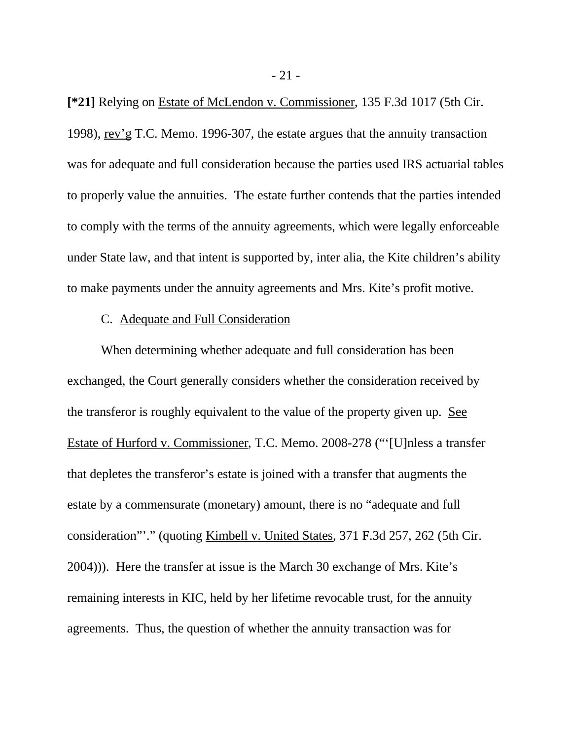**[*21]** Relying on Estate of McLendon v. Commissioner, 135 F.3d 1017 (5th Cir. 1998), rev'g T.C. Memo. 1996-307, the estate argues that the annuity transaction was for adequate and full consideration because the parties used IRS actuarial tables to properly value the annuities. The estate further contends that the parties intended to comply with the terms of the annuity agreements, which were legally enforceable under State law, and that intent is supported by, inter alia, the Kite children's ability to make payments under the annuity agreements and Mrs. Kite's profit motive.

C. Adequate and Full Consideration

When determining whether adequate and full consideration has been exchanged, the Court generally considers whether the consideration received by the transferor is roughly equivalent to the value of the property given up. See Estate of Hurford v. Commissioner, T.C. Memo. 2008-278 ("'[U]nless a transfer that depletes the transferor's estate is joined with a transfer that augments the estate by a commensurate (monetary) amount, there is no "adequate and full consideration"'." (quoting Kimbell v. United States, 371 F.3d 257, 262 (5th Cir. 2004))). Here the transfer at issue is the March 30 exchange of Mrs. Kite's remaining interests in KIC, held by her lifetime revocable trust, for the annuity agreements. Thus, the question of whether the annuity transaction was for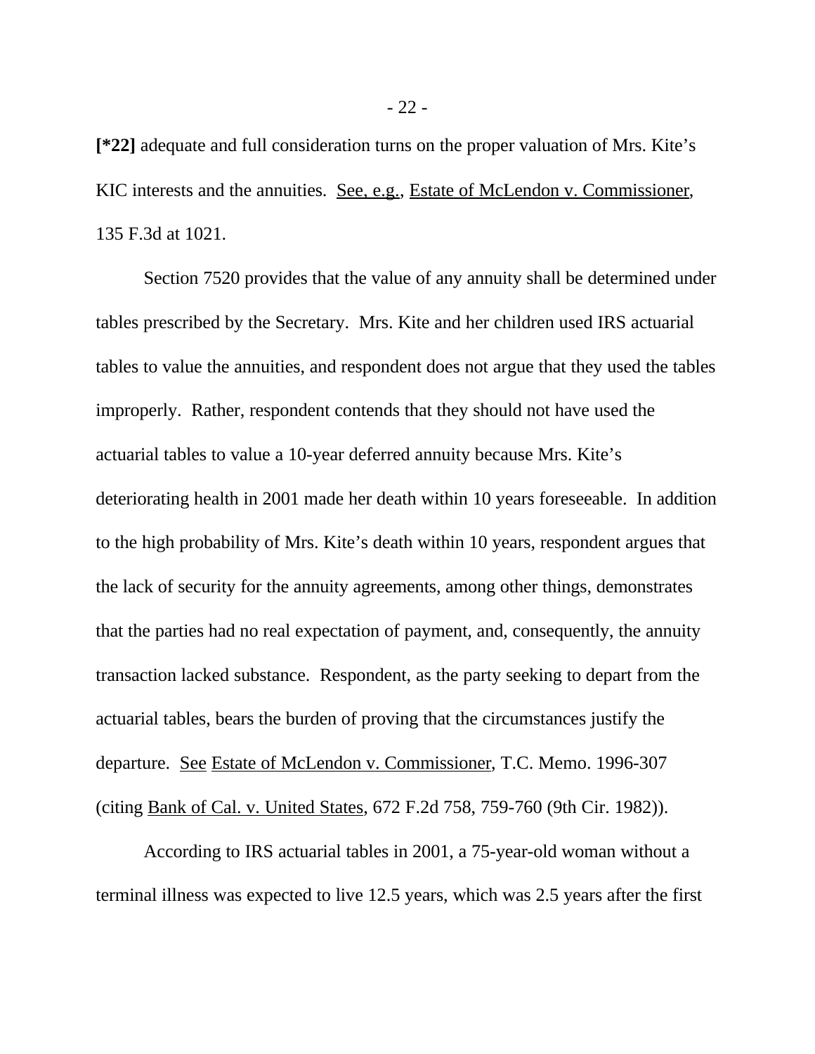**[*22]** adequate and full consideration turns on the proper valuation of Mrs. Kite's KIC interests and the annuities. See, e.g., Estate of McLendon v. Commissioner, 135 F.3d at 1021.

Section 7520 provides that the value of any annuity shall be determined under tables prescribed by the Secretary. Mrs. Kite and her children used IRS actuarial tables to value the annuities, and respondent does not argue that they used the tables improperly. Rather, respondent contends that they should not have used the actuarial tables to value a 10-year deferred annuity because Mrs. Kite's deteriorating health in 2001 made her death within 10 years foreseeable. In addition to the high probability of Mrs. Kite's death within 10 years, respondent argues that the lack of security for the annuity agreements, among other things, demonstrates that the parties had no real expectation of payment, and, consequently, the annuity transaction lacked substance. Respondent, as the party seeking to depart from the actuarial tables, bears the burden of proving that the circumstances justify the departure. See Estate of McLendon v. Commissioner, T.C. Memo. 1996-307 (citing Bank of Cal. v. United States, 672 F.2d 758, 759-760 (9th Cir. 1982)).

According to IRS actuarial tables in 2001, a 75-year-old woman without a terminal illness was expected to live 12.5 years, which was 2.5 years after the first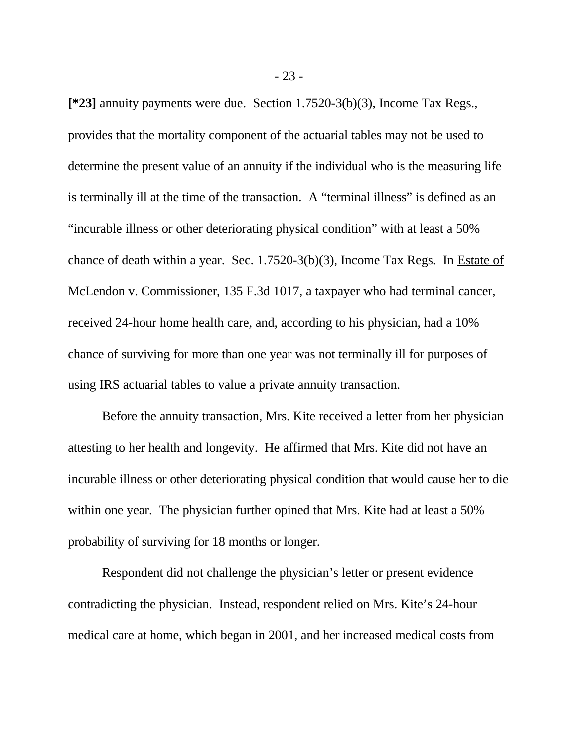**[*23]** annuity payments were due. Section 1.7520-3(b)(3), Income Tax Regs., provides that the mortality component of the actuarial tables may not be used to determine the present value of an annuity if the individual who is the measuring life is terminally ill at the time of the transaction. A "terminal illness" is defined as an "incurable illness or other deteriorating physical condition" with at least a 50% chance of death within a year. Sec. 1.7520-3(b)(3), Income Tax Regs. In Estate of McLendon v. Commissioner, 135 F.3d 1017, a taxpayer who had terminal cancer, received 24-hour home health care, and, according to his physician, had a 10% chance of surviving for more than one year was not terminally ill for purposes of using IRS actuarial tables to value a private annuity transaction.

Before the annuity transaction, Mrs. Kite received a letter from her physician attesting to her health and longevity. He affirmed that Mrs. Kite did not have an incurable illness or other deteriorating physical condition that would cause her to die within one year. The physician further opined that Mrs. Kite had at least a 50% probability of surviving for 18 months or longer.

Respondent did not challenge the physician's letter or present evidence contradicting the physician. Instead, respondent relied on Mrs. Kite's 24-hour medical care at home, which began in 2001, and her increased medical costs from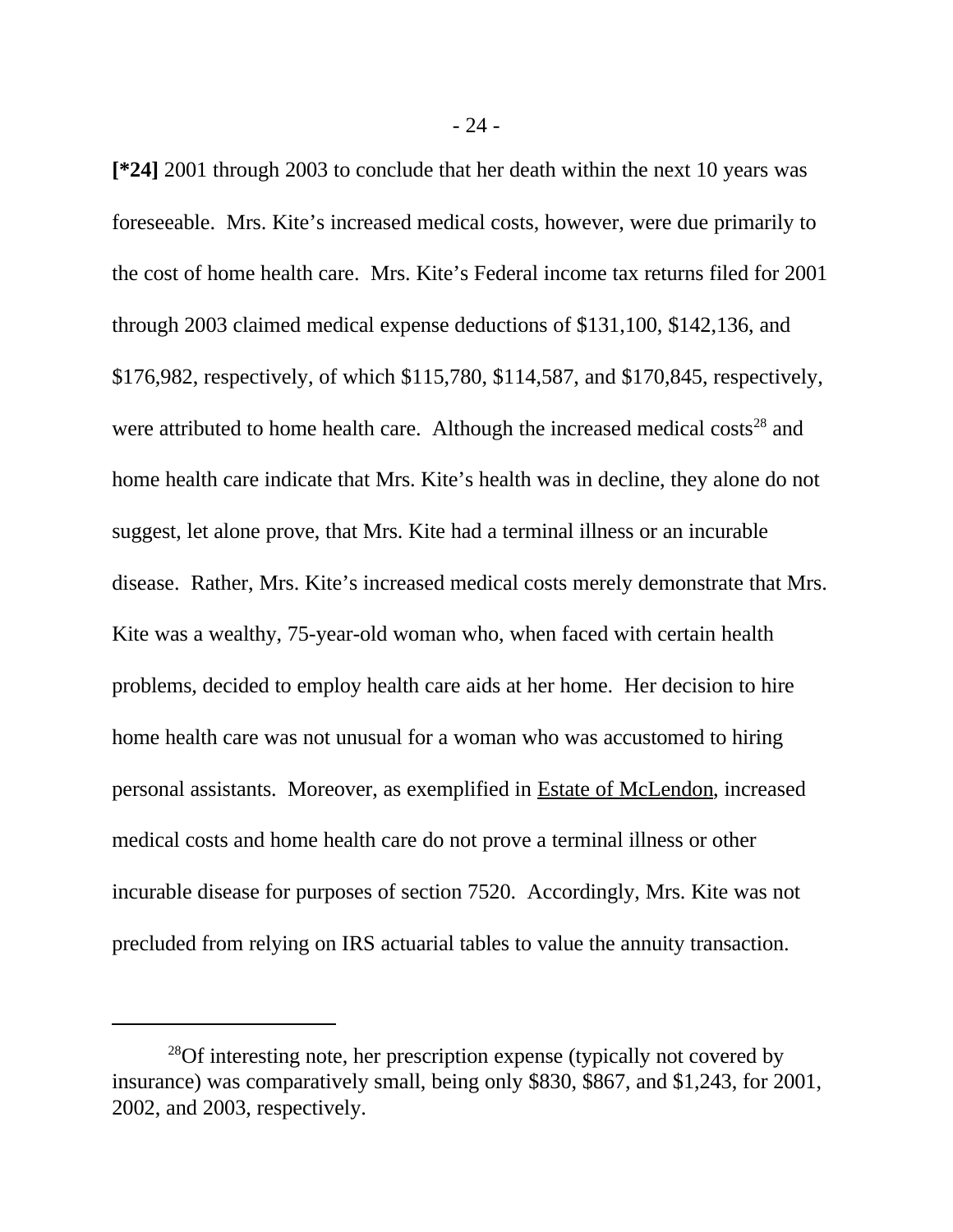**[*24]** 2001 through 2003 to conclude that her death within the next 10 years was foreseeable. Mrs. Kite's increased medical costs, however, were due primarily to the cost of home health care. Mrs. Kite's Federal income tax returns filed for 2001 through 2003 claimed medical expense deductions of $131,100, $142,136, and $176,982, respectively, of which $115,780, $114,587, and $170,845, respectively, were attributed to home health care. Although the increased medical costs[28] and home health care indicate that Mrs. Kite's health was in decline, they alone do not suggest, let alone prove, that Mrs. Kite had a terminal illness or an incurable disease. Rather, Mrs. Kite's increased medical costs merely demonstrate that Mrs. Kite was a wealthy, 75-year-old woman who, when faced with certain health problems, decided to employ health care aids at her home. Her decision to hire home health care was not unusual for a woman who was accustomed to hiring personal assistants. Moreover, as exemplified in Estate of McLendon, increased medical costs and home health care do not prove a terminal illness or other incurable disease for purposes of section 7520. Accordingly, Mrs. Kite was not precluded from relying on IRS actuarial tables to value the annuity transaction.

---

[28]Of interesting note, her prescription expense (typically not covered by insurance) was comparatively small, being only $830, $867, and $1,243, for 2001, 2002, and 2003, respectively.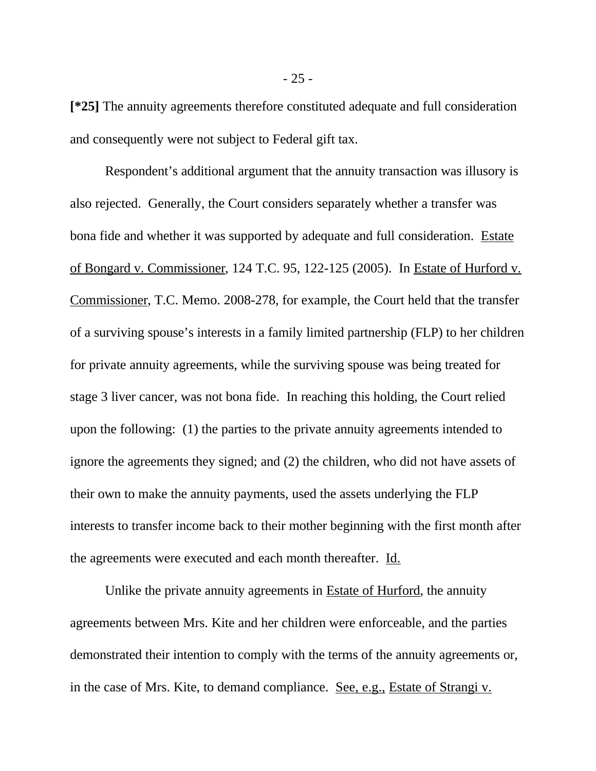**[*25]** The annuity agreements therefore constituted adequate and full consideration and consequently were not subject to Federal gift tax.

Respondent's additional argument that the annuity transaction was illusory is also rejected. Generally, the Court considers separately whether a transfer was bona fide and whether it was supported by adequate and full consideration. Estate of Bongard v. Commissioner, 124 T.C. 95, 122-125 (2005). In Estate of Hurford v. Commissioner, T.C. Memo. 2008-278, for example, the Court held that the transfer of a surviving spouse's interests in a family limited partnership (FLP) to her children for private annuity agreements, while the surviving spouse was being treated for stage 3 liver cancer, was not bona fide. In reaching this holding, the Court relied upon the following: (1) the parties to the private annuity agreements intended to ignore the agreements they signed; and (2) the children, who did not have assets of their own to make the annuity payments, used the assets underlying the FLP interests to transfer income back to their mother beginning with the first month after the agreements were executed and each month thereafter. Id.

Unlike the private annuity agreements in Estate of Hurford, the annuity agreements between Mrs. Kite and her children were enforceable, and the parties demonstrated their intention to comply with the terms of the annuity agreements or, in the case of Mrs. Kite, to demand compliance. See, e.g., Estate of Strangi v.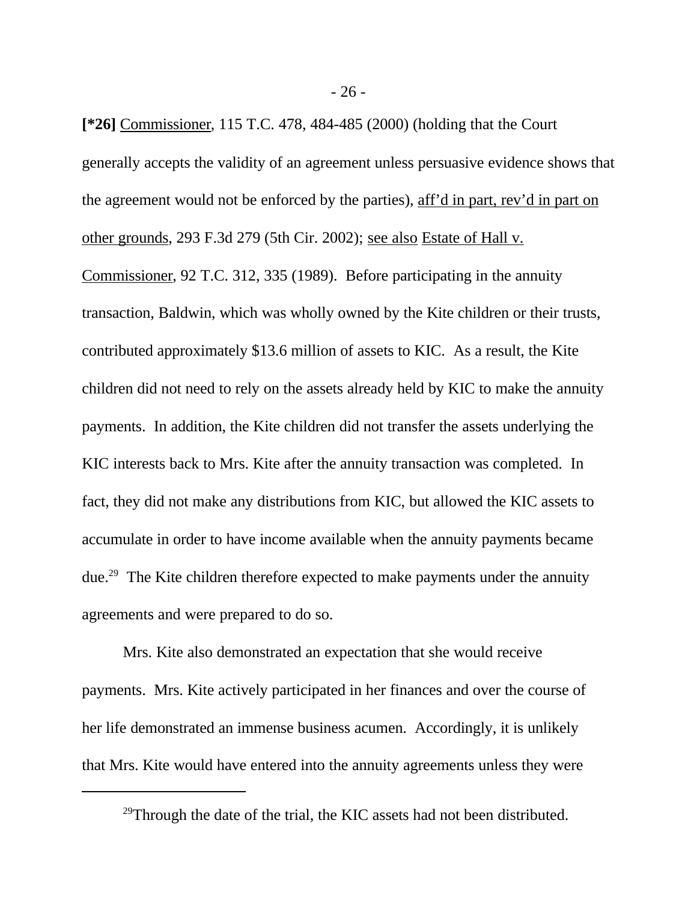**[*26]** Commissioner, 115 T.C. 478, 484-485 (2000) (holding that the Court generally accepts the validity of an agreement unless persuasive evidence shows that the agreement would not be enforced by the parties), aff'd in part, rev'd in part on other grounds, 293 F.3d 279 (5th Cir. 2002); see also Estate of Hall v. Commissioner, 92 T.C. 312, 335 (1989). Before participating in the annuity transaction, Baldwin, which was wholly owned by the Kite children or their trusts, contributed approximately $13.6 million of assets to KIC. As a result, the Kite children did not need to rely on the assets already held by KIC to make the annuity payments. In addition, the Kite children did not transfer the assets underlying the KIC interests back to Mrs. Kite after the annuity transaction was completed. In fact, they did not make any distributions from KIC, but allowed the KIC assets to accumulate in order to have income available when the annuity payments became due.[29] The Kite children therefore expected to make payments under the annuity agreements and were prepared to do so.

Mrs. Kite also demonstrated an expectation that she would receive payments. Mrs. Kite actively participated in her finances and over the course of her life demonstrated an immense business acumen. Accordingly, it is unlikely that Mrs. Kite would have entered into the annuity agreements unless they were

---

[29]Through the date of the trial, the KIC assets had not been distributed.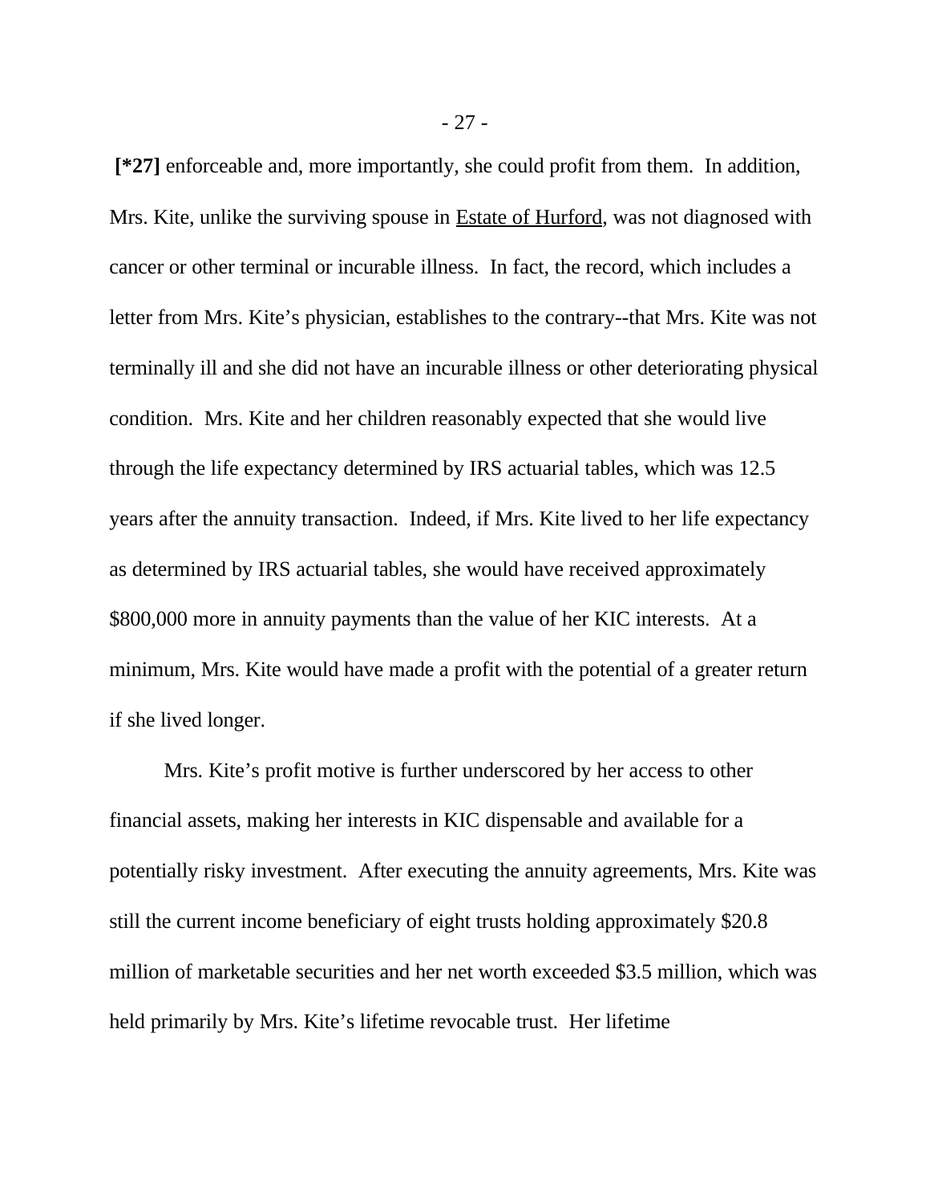**[*27]** enforceable and, more importantly, she could profit from them. In addition, Mrs. Kite, unlike the surviving spouse in Estate of Hurford, was not diagnosed with cancer or other terminal or incurable illness. In fact, the record, which includes a letter from Mrs. Kite's physician, establishes to the contrary--that Mrs. Kite was not terminally ill and she did not have an incurable illness or other deteriorating physical condition. Mrs. Kite and her children reasonably expected that she would live through the life expectancy determined by IRS actuarial tables, which was 12.5 years after the annuity transaction. Indeed, if Mrs. Kite lived to her life expectancy as determined by IRS actuarial tables, she would have received approximately $800,000 more in annuity payments than the value of her KIC interests. At a minimum, Mrs. Kite would have made a profit with the potential of a greater return if she lived longer.

Mrs. Kite's profit motive is further underscored by her access to other financial assets, making her interests in KIC dispensable and available for a potentially risky investment. After executing the annuity agreements, Mrs. Kite was still the current income beneficiary of eight trusts holding approximately $20.8 million of marketable securities and her net worth exceeded $3.5 million, which was held primarily by Mrs. Kite's lifetime revocable trust. Her lifetime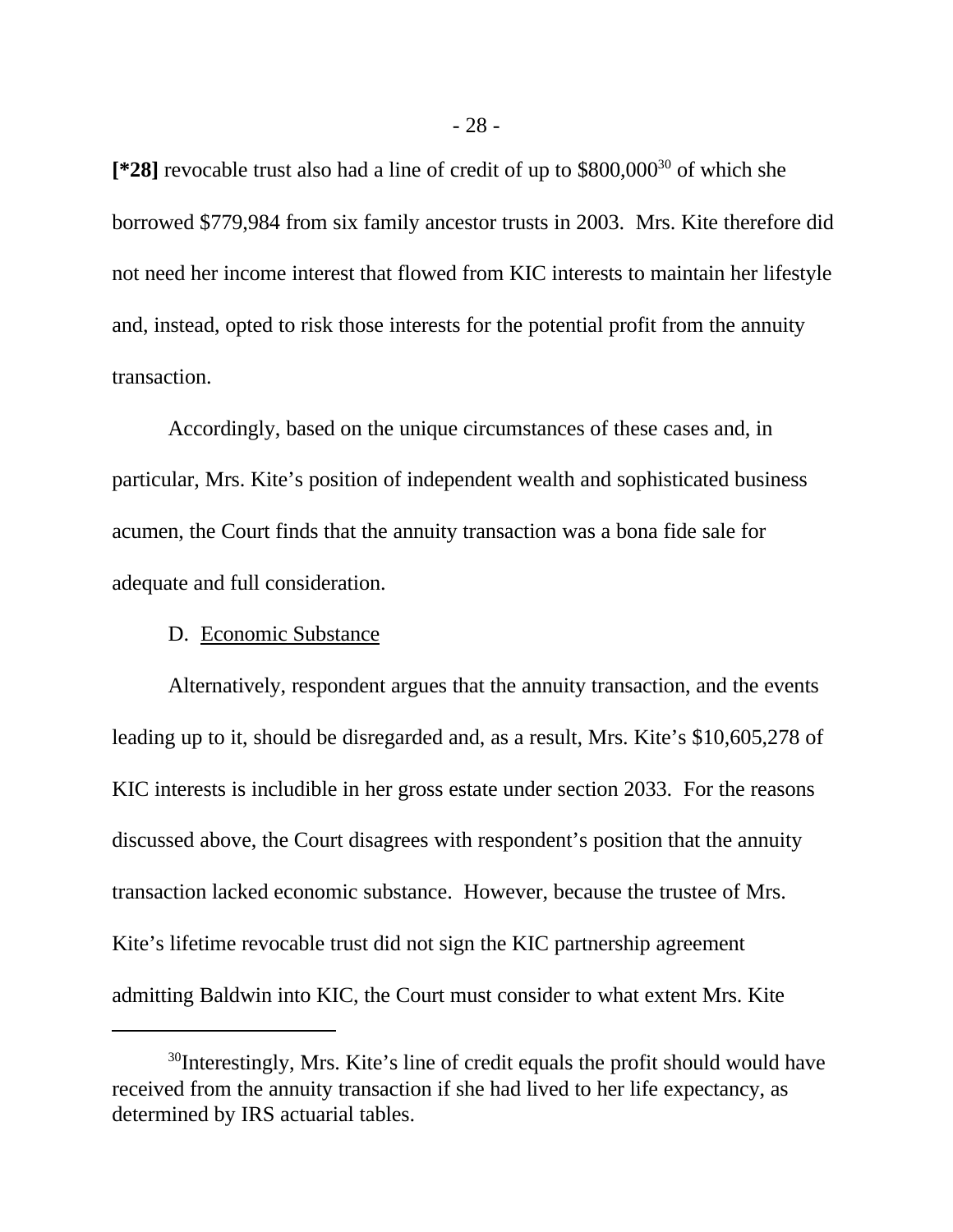**[*28]** revocable trust also had a line of credit of up to $800,000[30] of which she borrowed $779,984 from six family ancestor trusts in 2003. Mrs. Kite therefore did not need her income interest that flowed from KIC interests to maintain her lifestyle and, instead, opted to risk those interests for the potential profit from the annuity transaction.

Accordingly, based on the unique circumstances of these cases and, in particular, Mrs. Kite's position of independent wealth and sophisticated business acumen, the Court finds that the annuity transaction was a bona fide sale for adequate and full consideration.

D. Economic Substance

Alternatively, respondent argues that the annuity transaction, and the events leading up to it, should be disregarded and, as a result, Mrs. Kite's $10,605,278 of KIC interests is includible in her gross estate under section 2033. For the reasons discussed above, the Court disagrees with respondent's position that the annuity transaction lacked economic substance. However, because the trustee of Mrs. Kite's lifetime revocable trust did not sign the KIC partnership agreement admitting Baldwin into KIC, the Court must consider to what extent Mrs. Kite

---

[30]Interestingly, Mrs. Kite's line of credit equals the profit should would have received from the annuity transaction if she had lived to her life expectancy, as determined by IRS actuarial tables.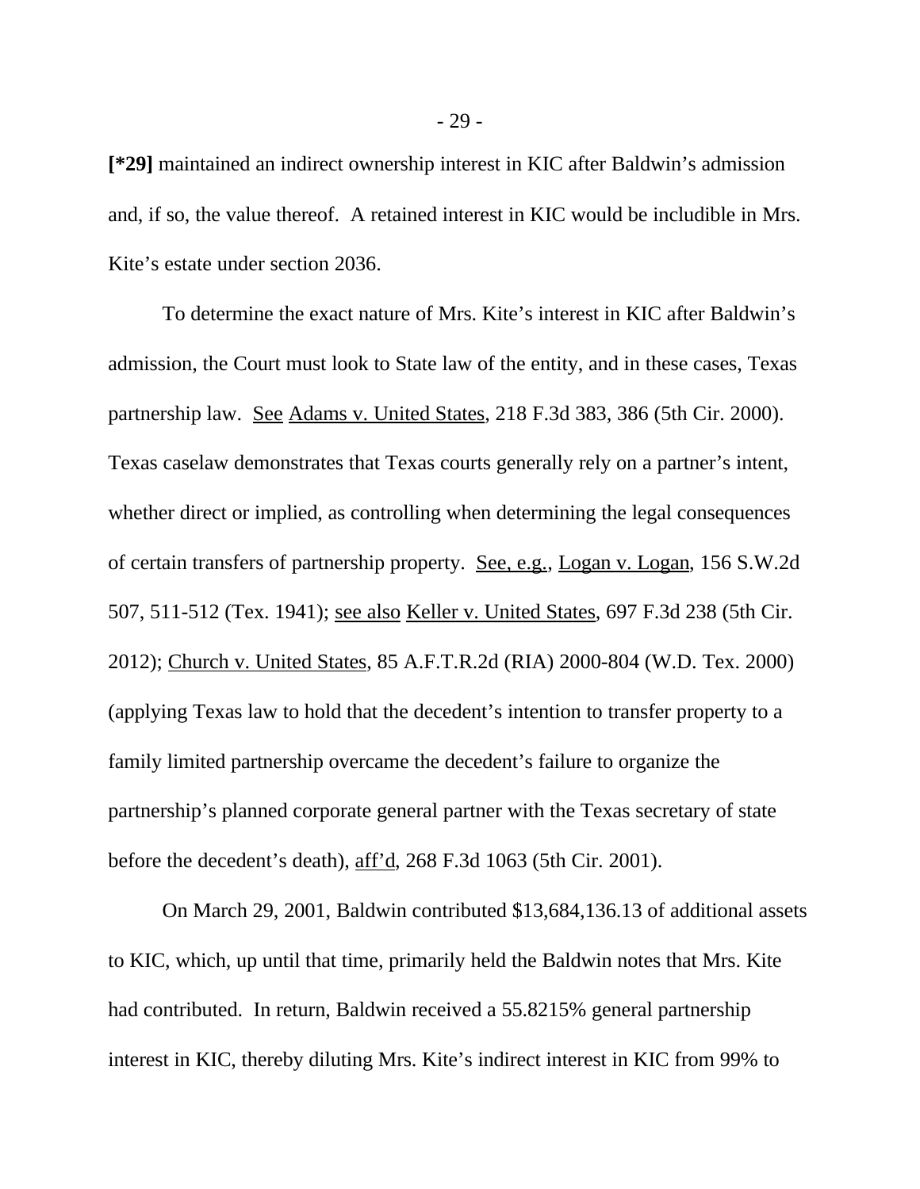**[*29]** maintained an indirect ownership interest in KIC after Baldwin's admission and, if so, the value thereof. A retained interest in KIC would be includible in Mrs. Kite's estate under section 2036.

To determine the exact nature of Mrs. Kite's interest in KIC after Baldwin's admission, the Court must look to State law of the entity, and in these cases, Texas partnership law. See Adams v. United States, 218 F.3d 383, 386 (5th Cir. 2000). Texas caselaw demonstrates that Texas courts generally rely on a partner's intent, whether direct or implied, as controlling when determining the legal consequences of certain transfers of partnership property. See, e.g., Logan v. Logan, 156 S.W.2d 507, 511-512 (Tex. 1941); see also Keller v. United States, 697 F.3d 238 (5th Cir. 2012); Church v. United States, 85 A.F.T.R.2d (RIA) 2000-804 (W.D. Tex. 2000) (applying Texas law to hold that the decedent's intention to transfer property to a family limited partnership overcame the decedent's failure to organize the partnership's planned corporate general partner with the Texas secretary of state before the decedent's death), aff'd, 268 F.3d 1063 (5th Cir. 2001).

On March 29, 2001, Baldwin contributed $13,684,136.13 of additional assets to KIC, which, up until that time, primarily held the Baldwin notes that Mrs. Kite had contributed. In return, Baldwin received a 55.8215% general partnership interest in KIC, thereby diluting Mrs. Kite's indirect interest in KIC from 99% to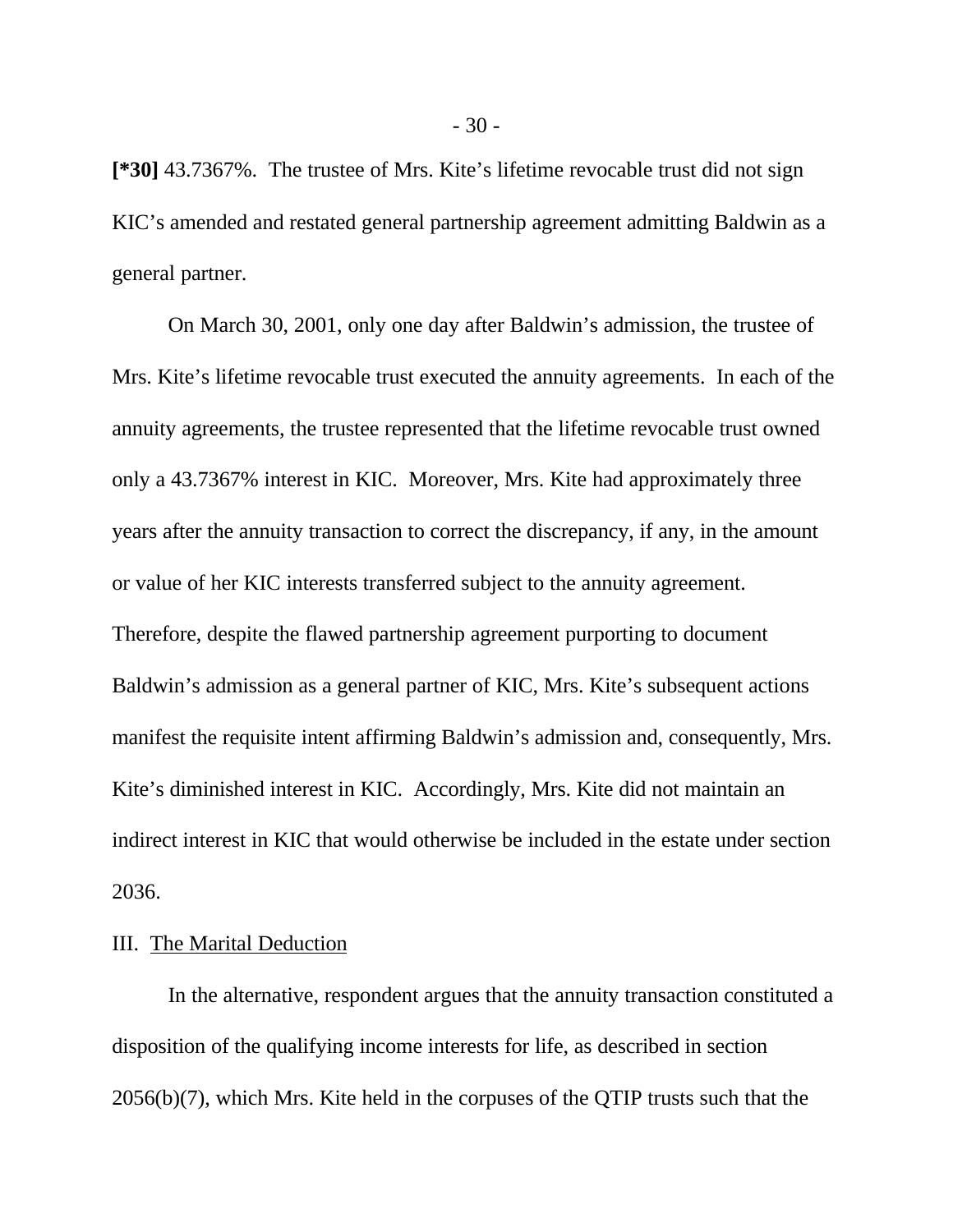**[*30]** 43.7367%. The trustee of Mrs. Kite's lifetime revocable trust did not sign KIC's amended and restated general partnership agreement admitting Baldwin as a general partner.

On March 30, 2001, only one day after Baldwin's admission, the trustee of Mrs. Kite's lifetime revocable trust executed the annuity agreements. In each of the annuity agreements, the trustee represented that the lifetime revocable trust owned only a 43.7367% interest in KIC. Moreover, Mrs. Kite had approximately three years after the annuity transaction to correct the discrepancy, if any, in the amount or value of her KIC interests transferred subject to the annuity agreement. Therefore, despite the flawed partnership agreement purporting to document Baldwin's admission as a general partner of KIC, Mrs. Kite's subsequent actions manifest the requisite intent affirming Baldwin's admission and, consequently, Mrs. Kite's diminished interest in KIC. Accordingly, Mrs. Kite did not maintain an indirect interest in KIC that would otherwise be included in the estate under section 2036.

III. The Marital Deduction

In the alternative, respondent argues that the annuity transaction constituted a disposition of the qualifying income interests for life, as described in section 2056(b)(7), which Mrs. Kite held in the corpuses of the QTIP trusts such that the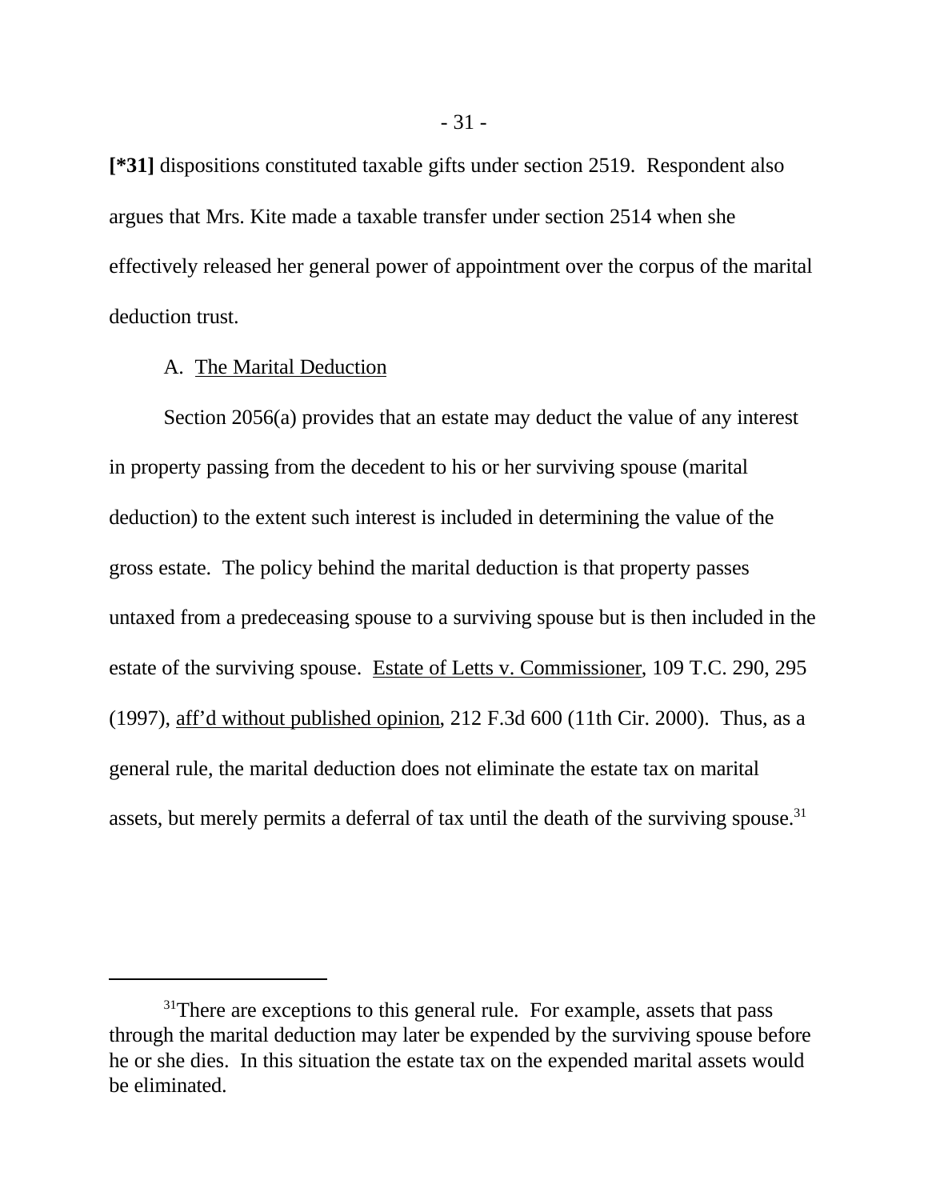**[*31]** dispositions constituted taxable gifts under section 2519. Respondent also argues that Mrs. Kite made a taxable transfer under section 2514 when she effectively released her general power of appointment over the corpus of the marital deduction trust.

A. The Marital Deduction

Section 2056(a) provides that an estate may deduct the value of any interest in property passing from the decedent to his or her surviving spouse (marital deduction) to the extent such interest is included in determining the value of the gross estate. The policy behind the marital deduction is that property passes untaxed from a predeceasing spouse to a surviving spouse but is then included in the estate of the surviving spouse. Estate of Letts v. Commissioner, 109 T.C. 290, 295 (1997), aff'd without published opinion, 212 F.3d 600 (11th Cir. 2000). Thus, as a general rule, the marital deduction does not eliminate the estate tax on marital assets, but merely permits a deferral of tax until the death of the surviving spouse.[31]

[31] There are exceptions to this general rule. For example, assets that pass through the marital deduction may later be expended by the surviving spouse before he or she dies. In this situation the estate tax on the expended marital assets would be eliminated.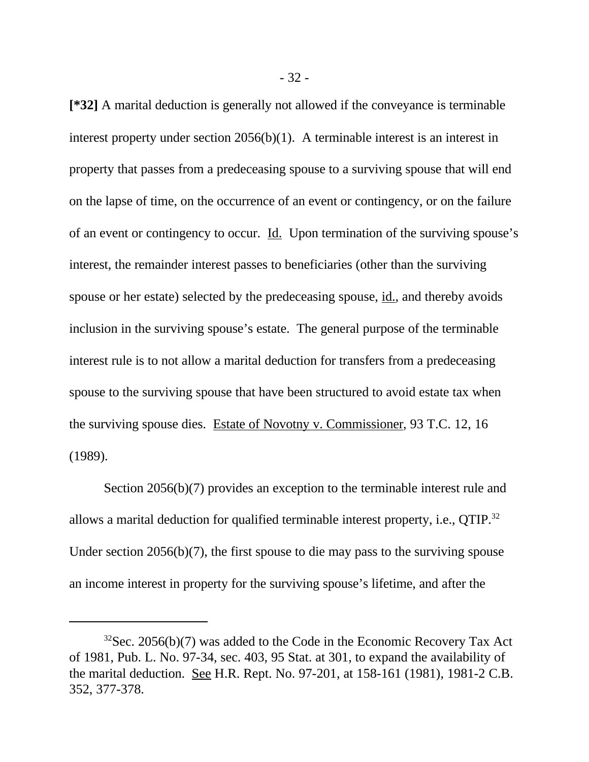**[*32]** A marital deduction is generally not allowed if the conveyance is terminable interest property under section 2056(b)(1). A terminable interest is an interest in property that passes from a predeceasing spouse to a surviving spouse that will end on the lapse of time, on the occurrence of an event or contingency, or on the failure of an event or contingency to occur. Id. Upon termination of the surviving spouse's interest, the remainder interest passes to beneficiaries (other than the surviving spouse or her estate) selected by the predeceasing spouse, id., and thereby avoids inclusion in the surviving spouse's estate. The general purpose of the terminable interest rule is to not allow a marital deduction for transfers from a predeceasing spouse to the surviving spouse that have been structured to avoid estate tax when the surviving spouse dies. Estate of Novotny v. Commissioner, 93 T.C. 12, 16 (1989).

Section 2056(b)(7) provides an exception to the terminable interest rule and allows a marital deduction for qualified terminable interest property, i.e., QTIP.[32] Under section 2056(b)(7), the first spouse to die may pass to the surviving spouse an income interest in property for the surviving spouse's lifetime, and after the

[32]Sec. 2056(b)(7) was added to the Code in the Economic Recovery Tax Act of 1981, Pub. L. No. 97-34, sec. 403, 95 Stat. at 301, to expand the availability of the marital deduction. See H.R. Rept. No. 97-201, at 158-161 (1981), 1981-2 C.B. 352, 377-378.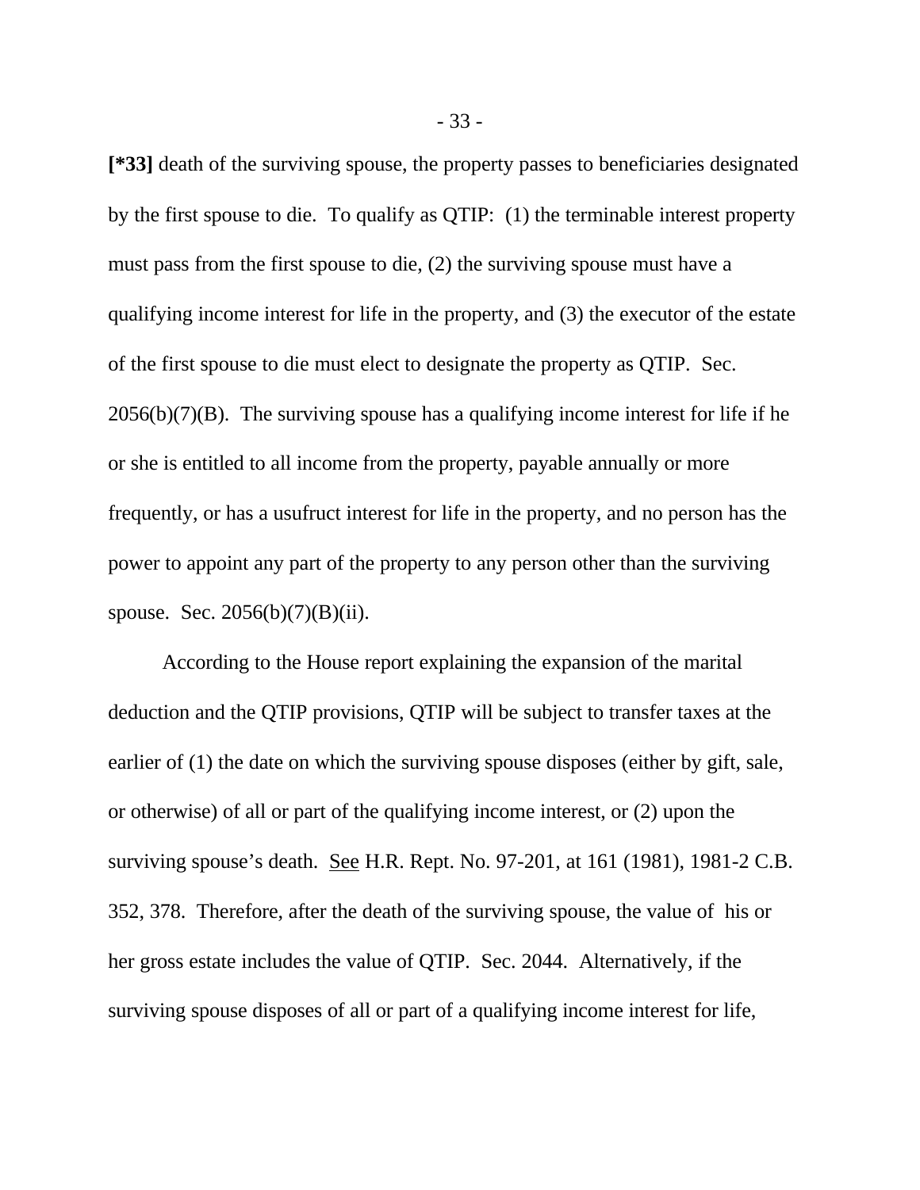**[*33]** death of the surviving spouse, the property passes to beneficiaries designated by the first spouse to die. To qualify as QTIP: (1) the terminable interest property must pass from the first spouse to die, (2) the surviving spouse must have a qualifying income interest for life in the property, and (3) the executor of the estate of the first spouse to die must elect to designate the property as QTIP. Sec. 2056(b)(7)(B). The surviving spouse has a qualifying income interest for life if he or she is entitled to all income from the property, payable annually or more frequently, or has a usufruct interest for life in the property, and no person has the power to appoint any part of the property to any person other than the surviving spouse. Sec. 2056(b)(7)(B)(ii).

According to the House report explaining the expansion of the marital deduction and the QTIP provisions, QTIP will be subject to transfer taxes at the earlier of (1) the date on which the surviving spouse disposes (either by gift, sale, or otherwise) of all or part of the qualifying income interest, or (2) upon the surviving spouse's death. See H.R. Rept. No. 97-201, at 161 (1981), 1981-2 C.B. 352, 378. Therefore, after the death of the surviving spouse, the value of his or her gross estate includes the value of QTIP. Sec. 2044. Alternatively, if the surviving spouse disposes of all or part of a qualifying income interest for life,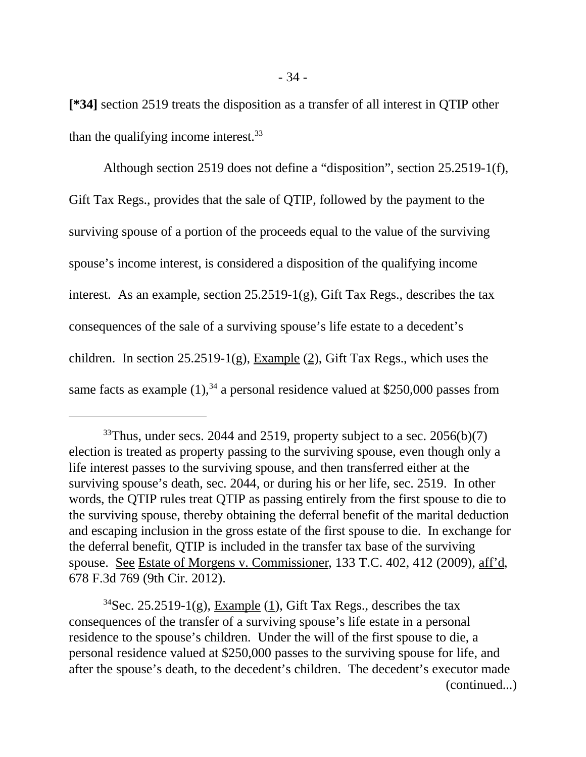**[*34]** section 2519 treats the disposition as a transfer of all interest in QTIP other than the qualifying income interest.[33]

Although section 2519 does not define a "disposition", section 25.2519-1(f), Gift Tax Regs., provides that the sale of QTIP, followed by the payment to the surviving spouse of a portion of the proceeds equal to the value of the surviving spouse's income interest, is considered a disposition of the qualifying income interest. As an example, section 25.2519-1(g), Gift Tax Regs., describes the tax consequences of the sale of a surviving spouse's life estate to a decedent's children. In section 25.2519-1(g), Example (2), Gift Tax Regs., which uses the same facts as example (1),[34] a personal residence valued at $250,000 passes from

---

[33]Thus, under secs. 2044 and 2519, property subject to a sec. 2056(b)(7) election is treated as property passing to the surviving spouse, even though only a life interest passes to the surviving spouse, and then transferred either at the surviving spouse's death, sec. 2044, or during his or her life, sec. 2519. In other words, the QTIP rules treat QTIP as passing entirely from the first spouse to die to the surviving spouse, thereby obtaining the deferral benefit of the marital deduction and escaping inclusion in the gross estate of the first spouse to die. In exchange for the deferral benefit, QTIP is included in the transfer tax base of the surviving spouse. See Estate of Morgens v. Commissioner, 133 T.C. 402, 412 (2009), aff'd, 678 F.3d 769 (9th Cir. 2012).

[34]Sec. 25.2519-1(g), Example (1), Gift Tax Regs., describes the tax consequences of the transfer of a surviving spouse's life estate in a personal residence to the spouse's children. Under the will of the first spouse to die, a personal residence valued at $250,000 passes to the surviving spouse for life, and after the spouse's death, to the decedent's children. The decedent's executor made (continued...)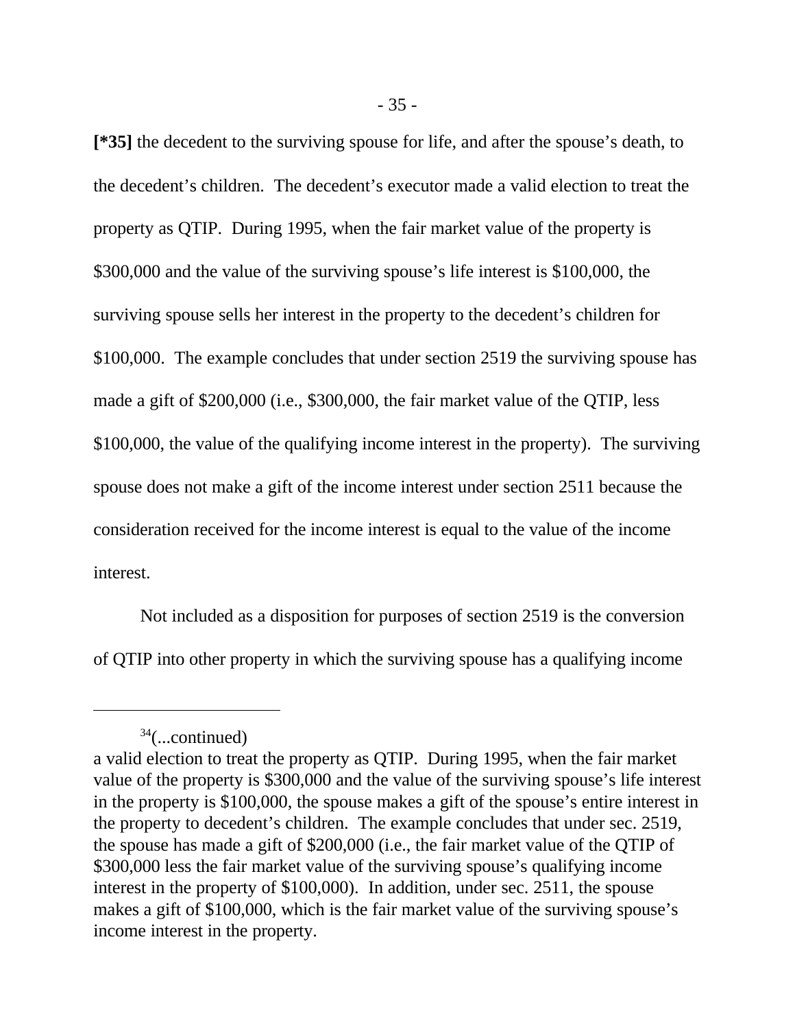[*35] the decedent to the surviving spouse for life, and after the spouse's death, to the decedent's children. The decedent's executor made a valid election to treat the property as QTIP. During 1995, when the fair market value of the property is \$300,000 and the value of the surviving spouse's life interest is \$100,000, the surviving spouse sells her interest in the property to the decedent's children for \$100,000. The example concludes that under section 2519 the surviving spouse has made a gift of \$200,000 (i.e., \$300,000, the fair market value of the QTIP, less \$100,000, the value of the qualifying income interest in the property). The surviving spouse does not make a gift of the income interest under section 2511 because the consideration received for the income interest is equal to the value of the income interest.

Not included as a disposition for purposes of section 2519 is the conversion of QTIP into other property in which the surviving spouse has a qualifying income

---

[34](...continued)
a valid election to treat the property as QTIP. During 1995, when the fair market value of the property is \$300,000 and the value of the surviving spouse's life interest in the property is \$100,000, the spouse makes a gift of the spouse's entire interest in the property to decedent's children. The example concludes that under sec. 2519, the spouse has made a gift of \$200,000 (i.e., the fair market value of the QTIP of \$300,000 less the fair market value of the surviving spouse's qualifying income interest in the property of \$100,000). In addition, under sec. 2511, the spouse makes a gift of \$100,000, which is the fair market value of the surviving spouse's income interest in the property.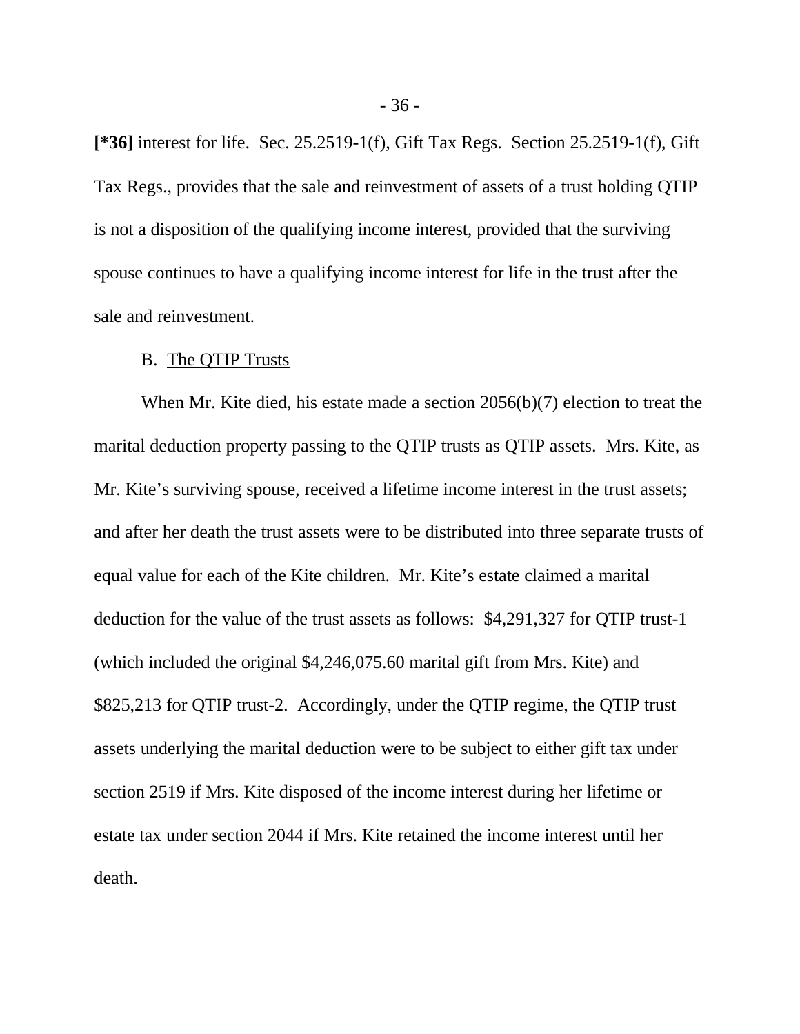**[*36]** interest for life. Sec. 25.2519-1(f), Gift Tax Regs. Section 25.2519-1(f), Gift Tax Regs., provides that the sale and reinvestment of assets of a trust holding QTIP is not a disposition of the qualifying income interest, provided that the surviving spouse continues to have a qualifying income interest for life in the trust after the sale and reinvestment.

B. The QTIP Trusts

When Mr. Kite died, his estate made a section 2056(b)(7) election to treat the marital deduction property passing to the QTIP trusts as QTIP assets. Mrs. Kite, as Mr. Kite's surviving spouse, received a lifetime income interest in the trust assets; and after her death the trust assets were to be distributed into three separate trusts of equal value for each of the Kite children. Mr. Kite's estate claimed a marital deduction for the value of the trust assets as follows: $4,291,327 for QTIP trust-1 (which included the original $4,246,075.60 marital gift from Mrs. Kite) and $825,213 for QTIP trust-2. Accordingly, under the QTIP regime, the QTIP trust assets underlying the marital deduction were to be subject to either gift tax under section 2519 if Mrs. Kite disposed of the income interest during her lifetime or estate tax under section 2044 if Mrs. Kite retained the income interest until her death.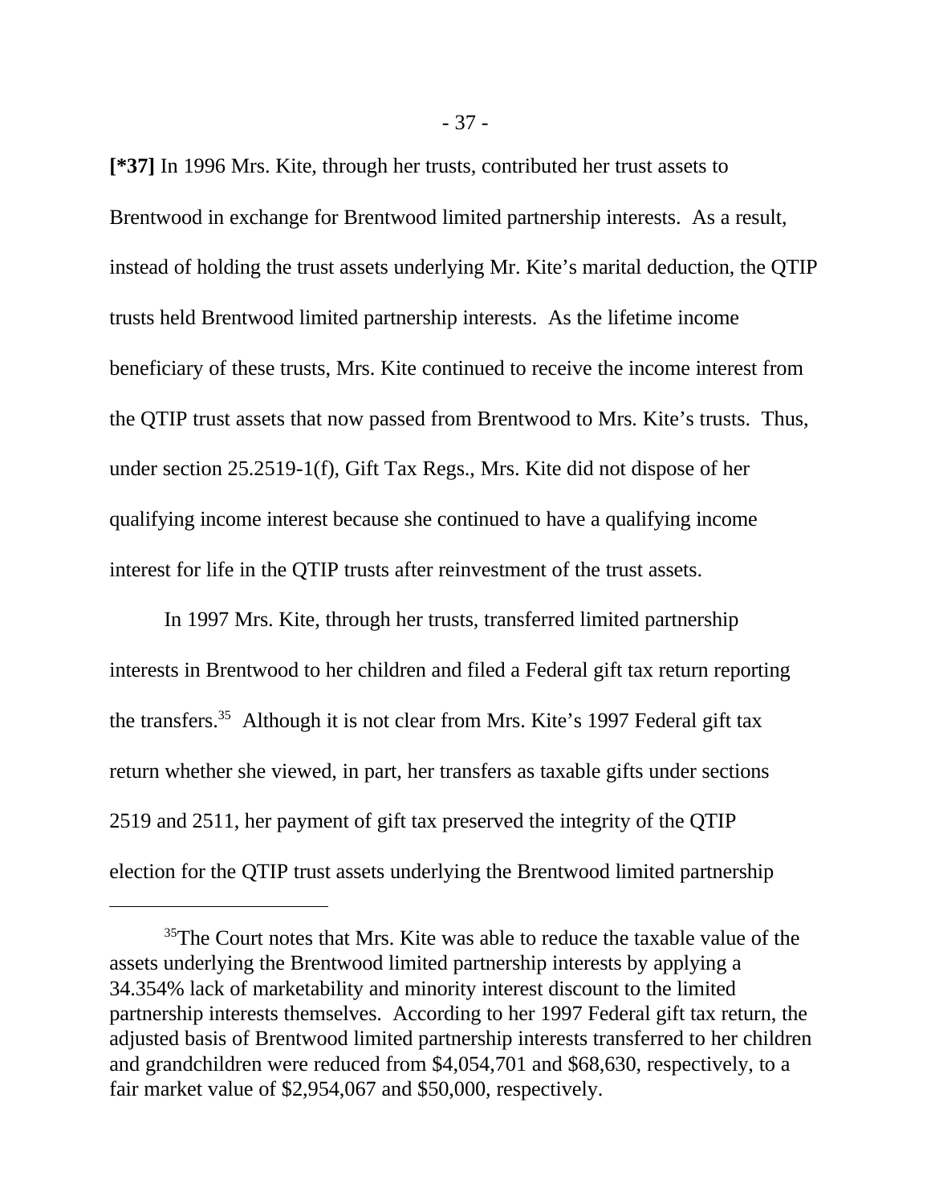**[*37]** In 1996 Mrs. Kite, through her trusts, contributed her trust assets to Brentwood in exchange for Brentwood limited partnership interests. As a result, instead of holding the trust assets underlying Mr. Kite's marital deduction, the QTIP trusts held Brentwood limited partnership interests. As the lifetime income beneficiary of these trusts, Mrs. Kite continued to receive the income interest from the QTIP trust assets that now passed from Brentwood to Mrs. Kite's trusts. Thus, under section 25.2519-1(f), Gift Tax Regs., Mrs. Kite did not dispose of her qualifying income interest because she continued to have a qualifying income interest for life in the QTIP trusts after reinvestment of the trust assets.

In 1997 Mrs. Kite, through her trusts, transferred limited partnership interests in Brentwood to her children and filed a Federal gift tax return reporting the transfers.[35] Although it is not clear from Mrs. Kite's 1997 Federal gift tax return whether she viewed, in part, her transfers as taxable gifts under sections 2519 and 2511, her payment of gift tax preserved the integrity of the QTIP election for the QTIP trust assets underlying the Brentwood limited partnership

---

[35]The Court notes that Mrs. Kite was able to reduce the taxable value of the assets underlying the Brentwood limited partnership interests by applying a 34.354% lack of marketability and minority interest discount to the limited partnership interests themselves. According to her 1997 Federal gift tax return, the adjusted basis of Brentwood limited partnership interests transferred to her children and grandchildren were reduced from $4,054,701 and $68,630, respectively, to a fair market value of $2,954,067 and $50,000, respectively.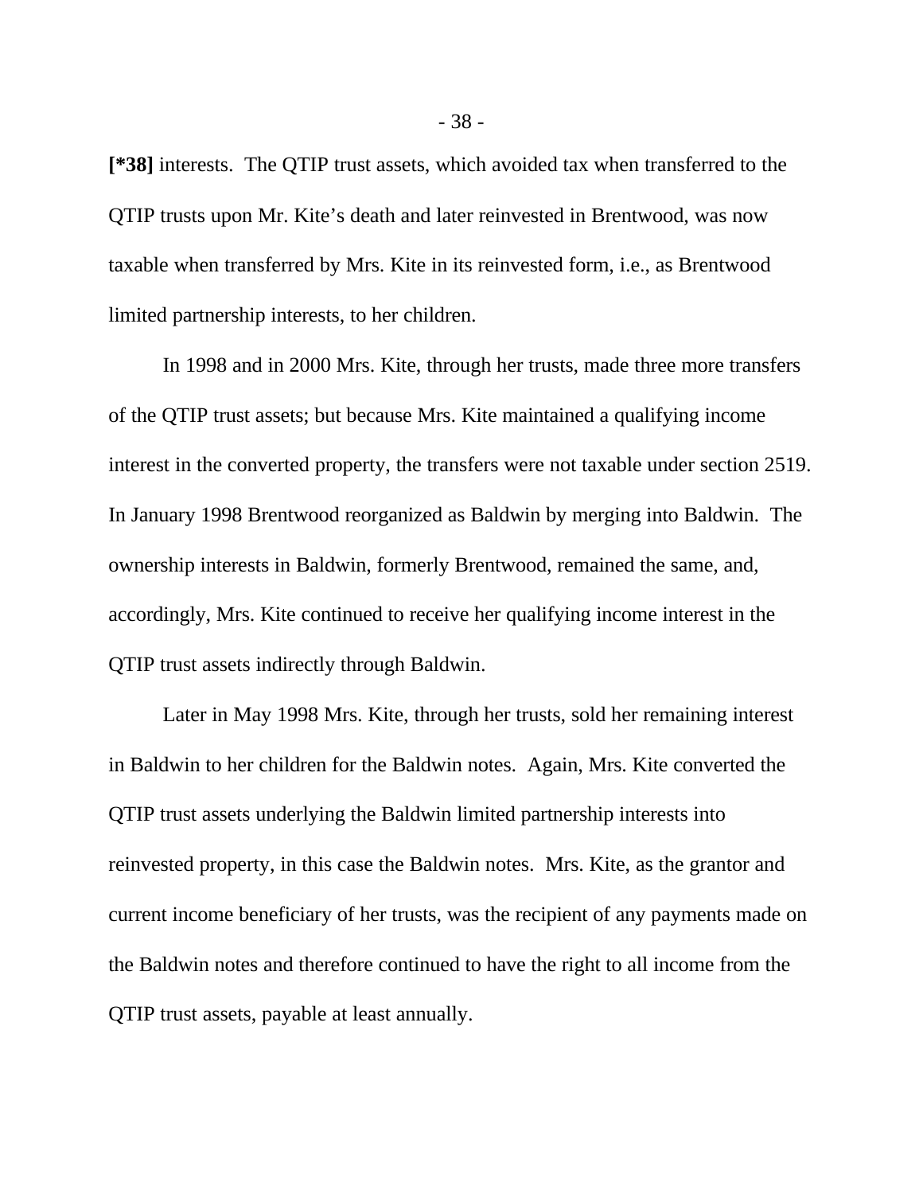**[*38]** interests. The QTIP trust assets, which avoided tax when transferred to the QTIP trusts upon Mr. Kite's death and later reinvested in Brentwood, was now taxable when transferred by Mrs. Kite in its reinvested form, i.e., as Brentwood limited partnership interests, to her children.

In 1998 and in 2000 Mrs. Kite, through her trusts, made three more transfers of the QTIP trust assets; but because Mrs. Kite maintained a qualifying income interest in the converted property, the transfers were not taxable under section 2519. In January 1998 Brentwood reorganized as Baldwin by merging into Baldwin. The ownership interests in Baldwin, formerly Brentwood, remained the same, and, accordingly, Mrs. Kite continued to receive her qualifying income interest in the QTIP trust assets indirectly through Baldwin.

Later in May 1998 Mrs. Kite, through her trusts, sold her remaining interest in Baldwin to her children for the Baldwin notes. Again, Mrs. Kite converted the QTIP trust assets underlying the Baldwin limited partnership interests into reinvested property, in this case the Baldwin notes. Mrs. Kite, as the grantor and current income beneficiary of her trusts, was the recipient of any payments made on the Baldwin notes and therefore continued to have the right to all income from the QTIP trust assets, payable at least annually.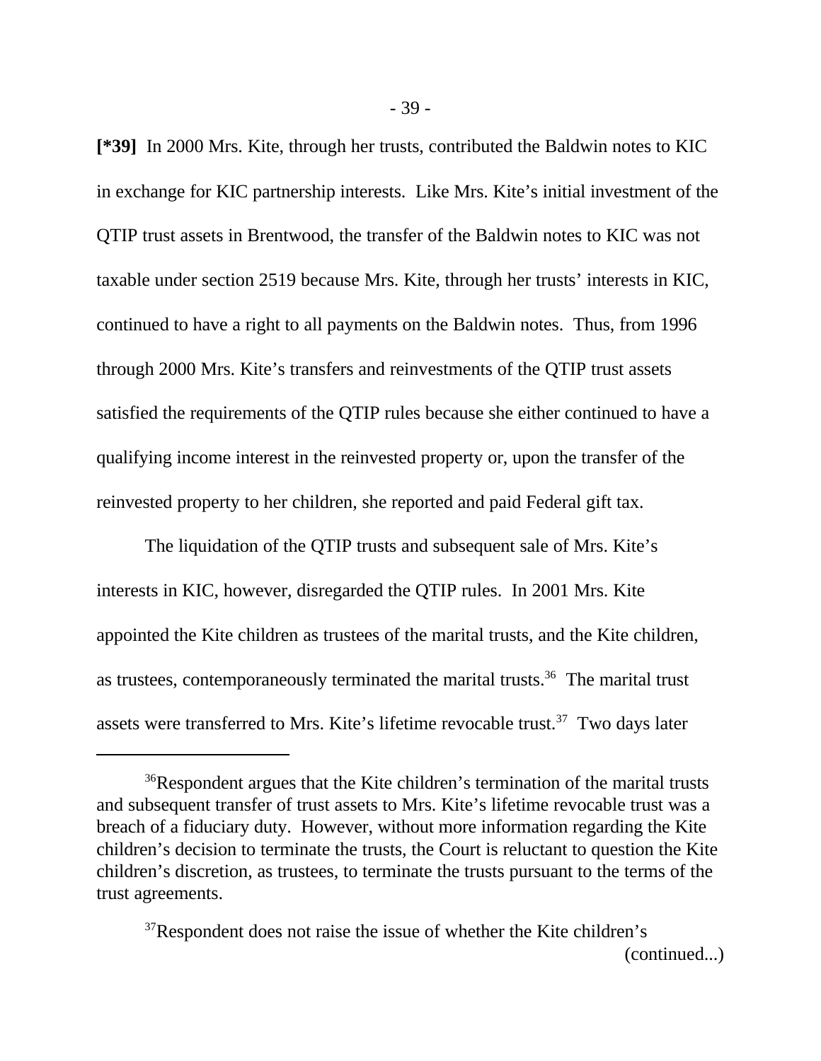[*39] In 2000 Mrs. Kite, through her trusts, contributed the Baldwin notes to KIC in exchange for KIC partnership interests. Like Mrs. Kite's initial investment of the QTIP trust assets in Brentwood, the transfer of the Baldwin notes to KIC was not taxable under section 2519 because Mrs. Kite, through her trusts' interests in KIC, continued to have a right to all payments on the Baldwin notes. Thus, from 1996 through 2000 Mrs. Kite's transfers and reinvestments of the QTIP trust assets satisfied the requirements of the QTIP rules because she either continued to have a qualifying income interest in the reinvested property or, upon the transfer of the reinvested property to her children, she reported and paid Federal gift tax.

The liquidation of the QTIP trusts and subsequent sale of Mrs. Kite's interests in KIC, however, disregarded the QTIP rules. In 2001 Mrs. Kite appointed the Kite children as trustees of the marital trusts, and the Kite children, as trustees, contemporaneously terminated the marital trusts.[36] The marital trust assets were transferred to Mrs. Kite's lifetime revocable trust.[37] Two days later

[36]Respondent argues that the Kite children's termination of the marital trusts and subsequent transfer of trust assets to Mrs. Kite's lifetime revocable trust was a breach of a fiduciary duty. However, without more information regarding the Kite children's decision to terminate the trusts, the Court is reluctant to question the Kite children's discretion, as trustees, to terminate the trusts pursuant to the terms of the trust agreements.

[37]Respondent does not raise the issue of whether the Kite children's (continued...)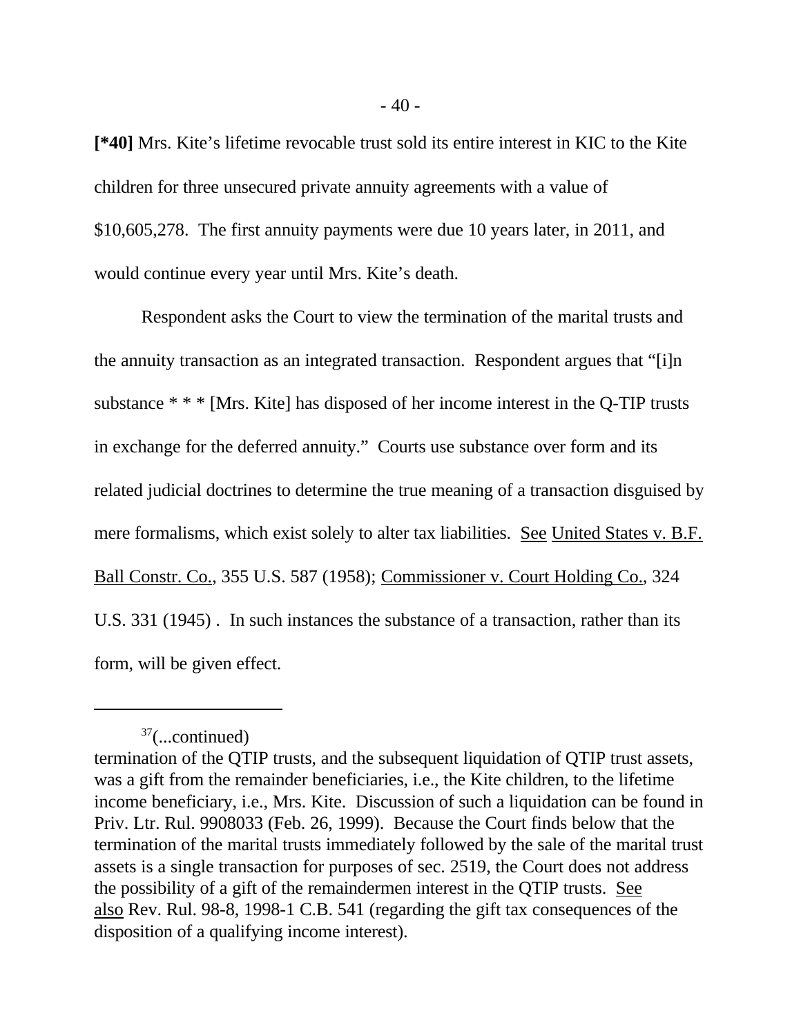**[*40]** Mrs. Kite's lifetime revocable trust sold its entire interest in KIC to the Kite children for three unsecured private annuity agreements with a value of $10,605,278. The first annuity payments were due 10 years later, in 2011, and would continue every year until Mrs. Kite's death.

Respondent asks the Court to view the termination of the marital trusts and the annuity transaction as an integrated transaction. Respondent argues that "[i]n substance * * * [Mrs. Kite] has disposed of her income interest in the Q-TIP trusts in exchange for the deferred annuity." Courts use substance over form and its related judicial doctrines to determine the true meaning of a transaction disguised by mere formalisms, which exist solely to alter tax liabilities. See United States v. B.F. Ball Constr. Co., 355 U.S. 587 (1958); Commissioner v. Court Holding Co., 324 U.S. 331 (1945) . In such instances the substance of a transaction, rather than its form, will be given effect.

---

[37](...continued)
termination of the QTIP trusts, and the subsequent liquidation of QTIP trust assets, was a gift from the remainder beneficiaries, i.e., the Kite children, to the lifetime income beneficiary, i.e., Mrs. Kite. Discussion of such a liquidation can be found in Priv. Ltr. Rul. 9908033 (Feb. 26, 1999). Because the Court finds below that the termination of the marital trusts immediately followed by the sale of the marital trust assets is a single transaction for purposes of sec. 2519, the Court does not address the possibility of a gift of the remaindermen interest in the QTIP trusts. See also Rev. Rul. 98-8, 1998-1 C.B. 541 (regarding the gift tax consequences of the disposition of a qualifying income interest).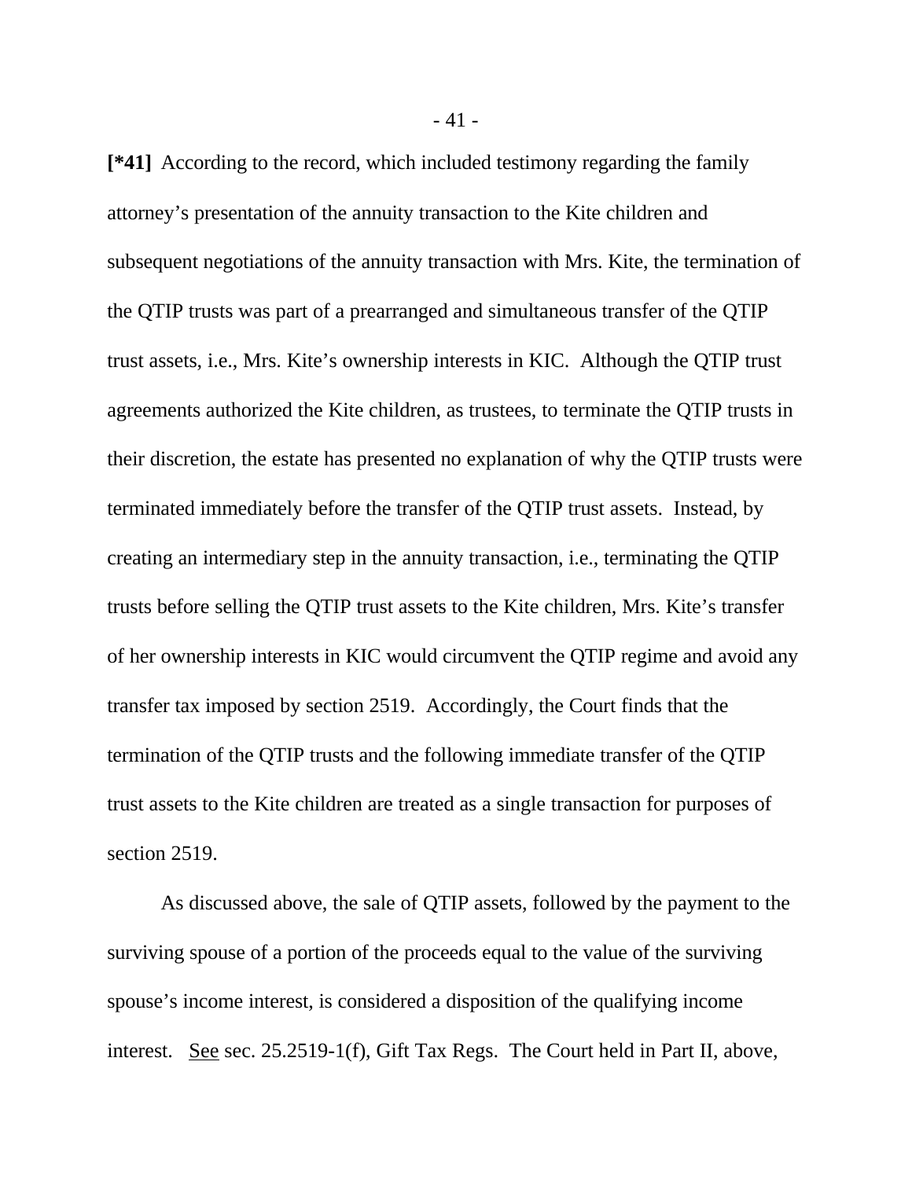**[*41]** According to the record, which included testimony regarding the family attorney's presentation of the annuity transaction to the Kite children and subsequent negotiations of the annuity transaction with Mrs. Kite, the termination of the QTIP trusts was part of a prearranged and simultaneous transfer of the QTIP trust assets, i.e., Mrs. Kite's ownership interests in KIC. Although the QTIP trust agreements authorized the Kite children, as trustees, to terminate the QTIP trusts in their discretion, the estate has presented no explanation of why the QTIP trusts were terminated immediately before the transfer of the QTIP trust assets. Instead, by creating an intermediary step in the annuity transaction, i.e., terminating the QTIP trusts before selling the QTIP trust assets to the Kite children, Mrs. Kite's transfer of her ownership interests in KIC would circumvent the QTIP regime and avoid any transfer tax imposed by section 2519. Accordingly, the Court finds that the termination of the QTIP trusts and the following immediate transfer of the QTIP trust assets to the Kite children are treated as a single transaction for purposes of section 2519.

As discussed above, the sale of QTIP assets, followed by the payment to the surviving spouse of a portion of the proceeds equal to the value of the surviving spouse's income interest, is considered a disposition of the qualifying income interest. <u>See</u> sec. 25.2519-1(f), Gift Tax Regs. The Court held in Part II, above,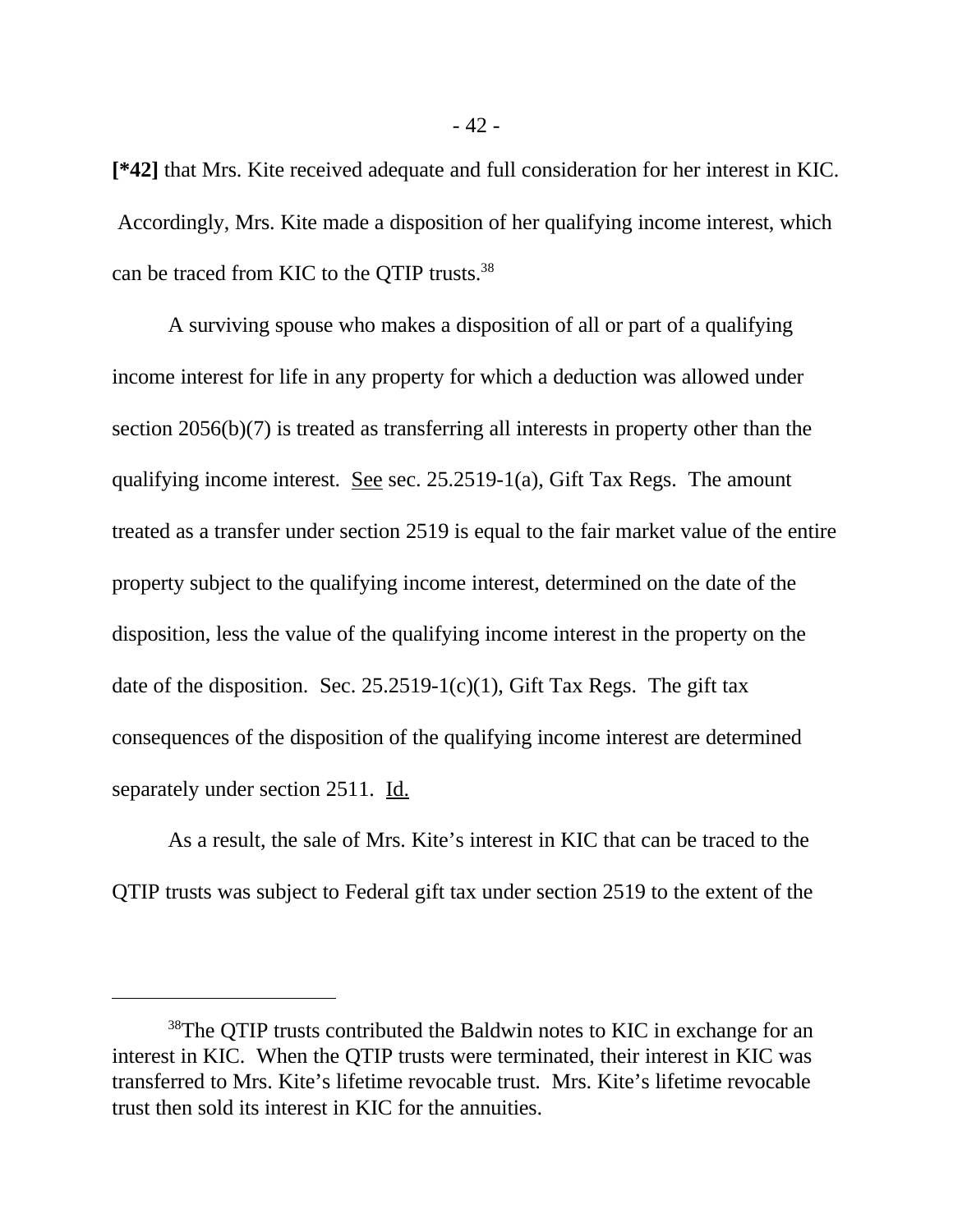**[*42]** that Mrs. Kite received adequate and full consideration for her interest in KIC. Accordingly, Mrs. Kite made a disposition of her qualifying income interest, which can be traced from KIC to the QTIP trusts.[38]

A surviving spouse who makes a disposition of all or part of a qualifying income interest for life in any property for which a deduction was allowed under section 2056(b)(7) is treated as transferring all interests in property other than the qualifying income interest. See sec. 25.2519-1(a), Gift Tax Regs. The amount treated as a transfer under section 2519 is equal to the fair market value of the entire property subject to the qualifying income interest, determined on the date of the disposition, less the value of the qualifying income interest in the property on the date of the disposition. Sec. 25.2519-1(c)(1), Gift Tax Regs. The gift tax consequences of the disposition of the qualifying income interest are determined separately under section 2511. Id.

As a result, the sale of Mrs. Kite's interest in KIC that can be traced to the QTIP trusts was subject to Federal gift tax under section 2519 to the extent of the

---

[38]The QTIP trusts contributed the Baldwin notes to KIC in exchange for an interest in KIC. When the QTIP trusts were terminated, their interest in KIC was transferred to Mrs. Kite's lifetime revocable trust. Mrs. Kite's lifetime revocable trust then sold its interest in KIC for the annuities.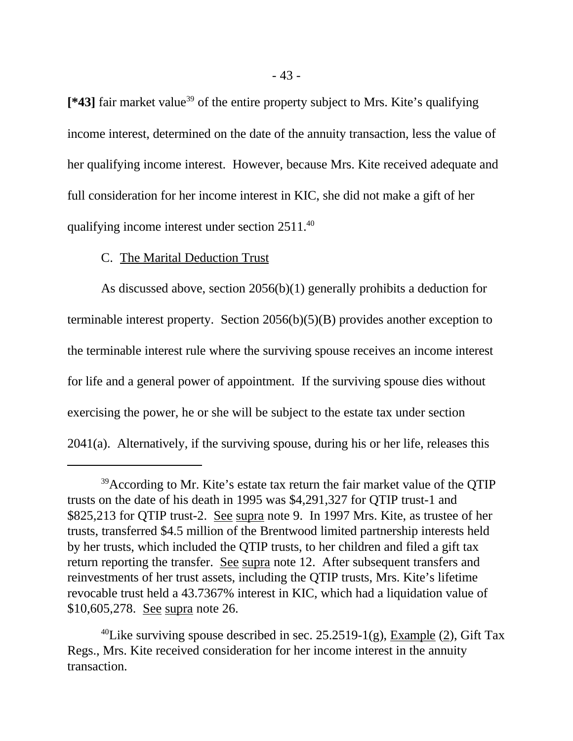**[*43]** fair market value[39] of the entire property subject to Mrs. Kite's qualifying income interest, determined on the date of the annuity transaction, less the value of her qualifying income interest. However, because Mrs. Kite received adequate and full consideration for her income interest in KIC, she did not make a gift of her qualifying income interest under section 2511.[40]

C. The Marital Deduction Trust

As discussed above, section 2056(b)(1) generally prohibits a deduction for terminable interest property. Section 2056(b)(5)(B) provides another exception to the terminable interest rule where the surviving spouse receives an income interest for life and a general power of appointment. If the surviving spouse dies without exercising the power, he or she will be subject to the estate tax under section 2041(a). Alternatively, if the surviving spouse, during his or her life, releases this

---

[39]According to Mr. Kite's estate tax return the fair market value of the QTIP trusts on the date of his death in 1995 was $4,291,327 for QTIP trust-1 and $825,213 for QTIP trust-2. See supra note 9. In 1997 Mrs. Kite, as trustee of her trusts, transferred $4.5 million of the Brentwood limited partnership interests held by her trusts, which included the QTIP trusts, to her children and filed a gift tax return reporting the transfer. See supra note 12. After subsequent transfers and reinvestments of her trust assets, including the QTIP trusts, Mrs. Kite's lifetime revocable trust held a 43.7367% interest in KIC, which had a liquidation value of $10,605,278. See supra note 26.

[40]Like surviving spouse described in sec. 25.2519-1(g), Example (2), Gift Tax Regs., Mrs. Kite received consideration for her income interest in the annuity transaction.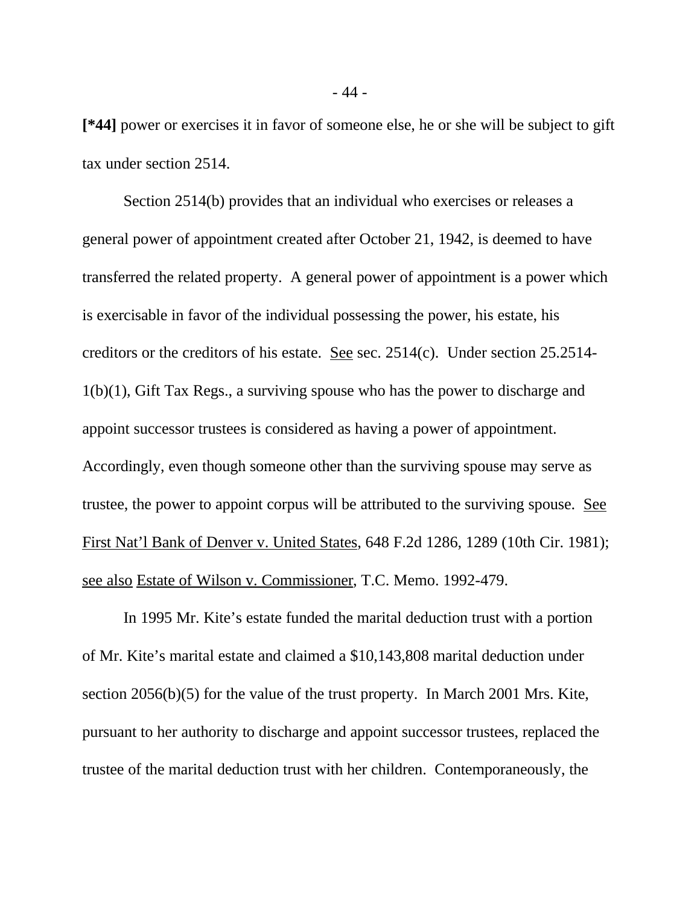**[*44]** power or exercises it in favor of someone else, he or she will be subject to gift tax under section 2514.

Section 2514(b) provides that an individual who exercises or releases a general power of appointment created after October 21, 1942, is deemed to have transferred the related property. A general power of appointment is a power which is exercisable in favor of the individual possessing the power, his estate, his creditors or the creditors of his estate. See sec. 2514(c). Under section 25.2514-1(b)(1), Gift Tax Regs., a surviving spouse who has the power to discharge and appoint successor trustees is considered as having a power of appointment. Accordingly, even though someone other than the surviving spouse may serve as trustee, the power to appoint corpus will be attributed to the surviving spouse. See First Nat'l Bank of Denver v. United States, 648 F.2d 1286, 1289 (10th Cir. 1981); see also Estate of Wilson v. Commissioner, T.C. Memo. 1992-479.

In 1995 Mr. Kite's estate funded the marital deduction trust with a portion of Mr. Kite's marital estate and claimed a $10,143,808 marital deduction under section 2056(b)(5) for the value of the trust property. In March 2001 Mrs. Kite, pursuant to her authority to discharge and appoint successor trustees, replaced the trustee of the marital deduction trust with her children. Contemporaneously, the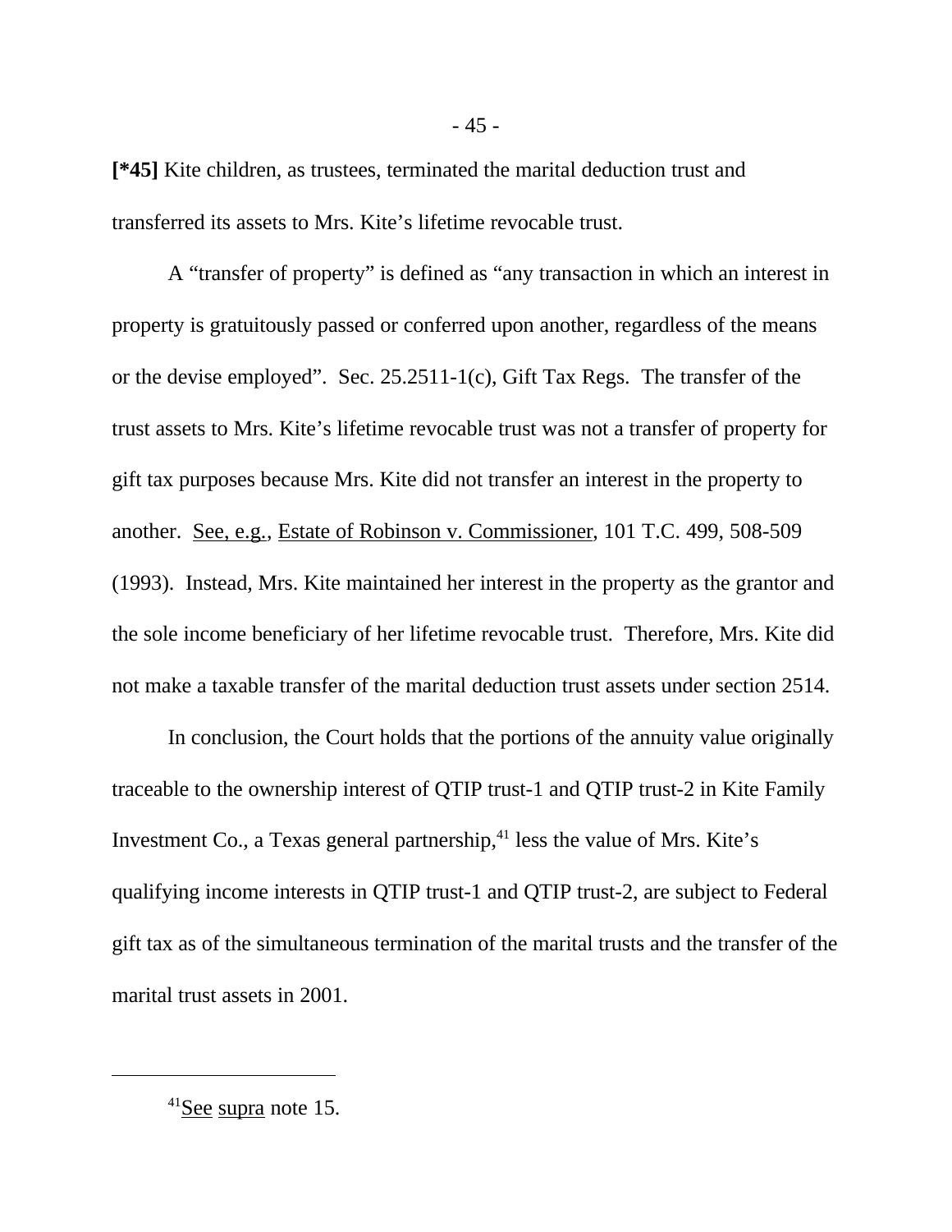**[*45]** Kite children, as trustees, terminated the marital deduction trust and transferred its assets to Mrs. Kite's lifetime revocable trust.

A "transfer of property" is defined as "any transaction in which an interest in property is gratuitously passed or conferred upon another, regardless of the means or the devise employed". Sec. 25.2511-1(c), Gift Tax Regs. The transfer of the trust assets to Mrs. Kite's lifetime revocable trust was not a transfer of property for gift tax purposes because Mrs. Kite did not transfer an interest in the property to another. See, e.g., Estate of Robinson v. Commissioner, 101 T.C. 499, 508-509 (1993). Instead, Mrs. Kite maintained her interest in the property as the grantor and the sole income beneficiary of her lifetime revocable trust. Therefore, Mrs. Kite did not make a taxable transfer of the marital deduction trust assets under section 2514.

In conclusion, the Court holds that the portions of the annuity value originally traceable to the ownership interest of QTIP trust-1 and QTIP trust-2 in Kite Family Investment Co., a Texas general partnership,[41] less the value of Mrs. Kite's qualifying income interests in QTIP trust-1 and QTIP trust-2, are subject to Federal gift tax as of the simultaneous termination of the marital trusts and the transfer of the marital trust assets in 2001.

---

[41] See supra note 15.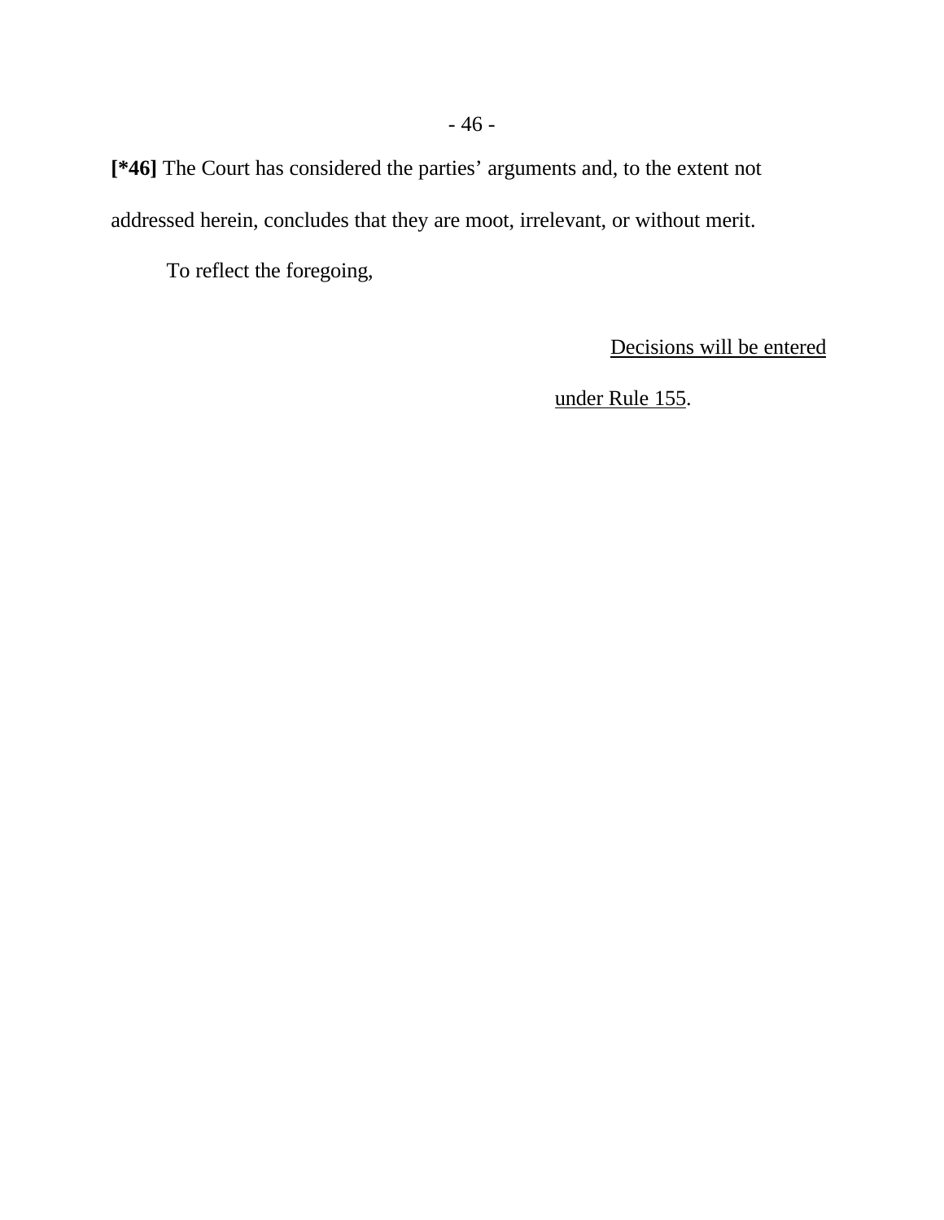**[*46]** The Court has considered the parties' arguments and, to the extent not addressed herein, concludes that they are moot, irrelevant, or without merit.

To reflect the foregoing,

Decisions will be entered under Rule 155.